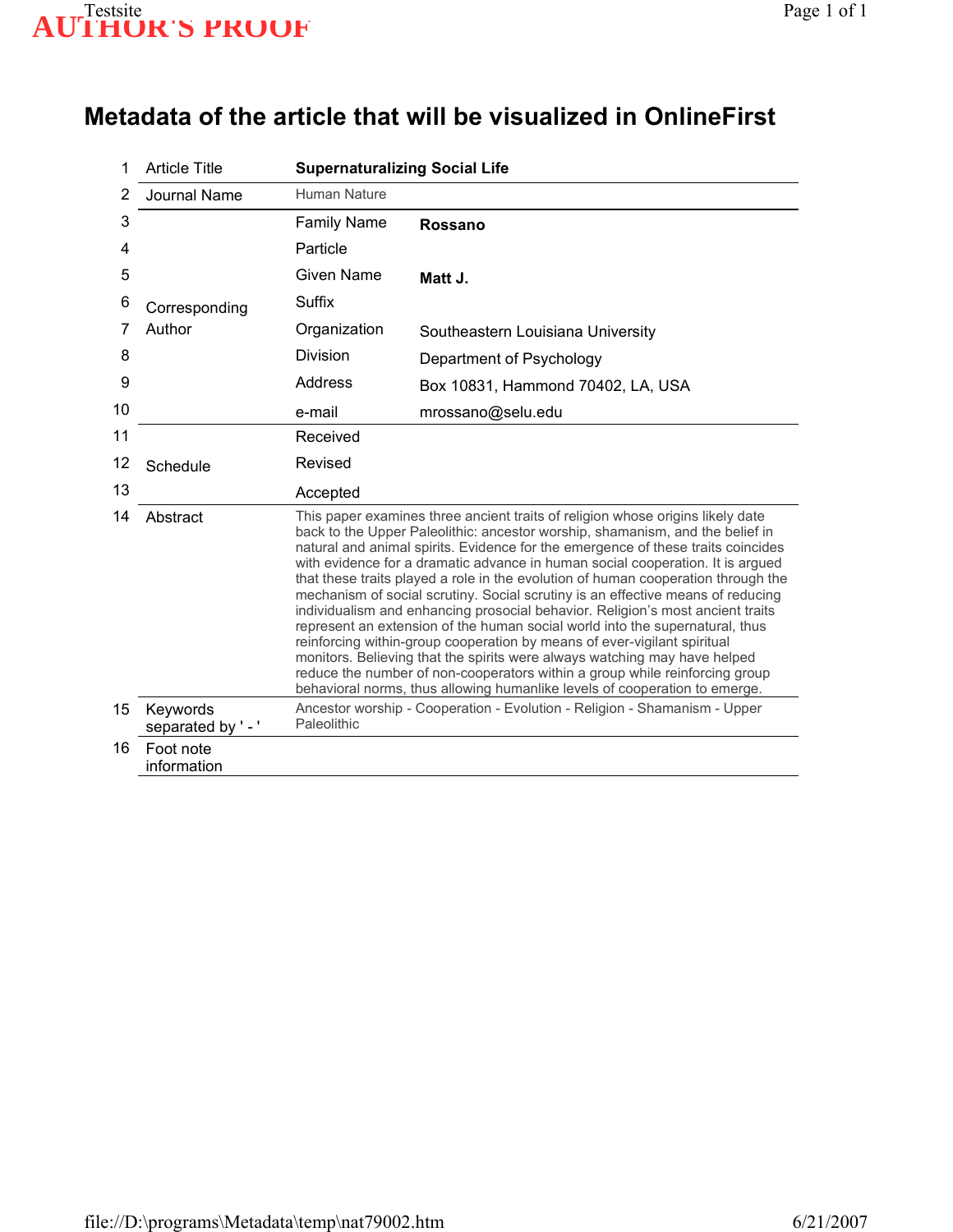# Metadata of the article that will be visualized in OnlineFirst

| | | | |
|---|---|---|---|
| 1 | Article Title | **Supernaturalizing Social Life** | |
| 2 | Journal Name | Human Nature | |
| 3 | Corresponding Author | Family Name | **Rossano** |
| 4 | | Particle | |
| 5 | | Given Name | **Matt J.** |
| 6 | | Suffix | |
| 7 | | Organization | Southeastern Louisiana University |
| 8 | | Division | Department of Psychology |
| 9 | | Address | Box 10831, Hammond 70402, LA, USA |
| 10 | | e-mail | mrossano@selu.edu |
| 11 | Schedule | Received | |
| 12 | | Revised | |
| 13 | | Accepted | |
| 14 | Abstract | This paper examines three ancient traits of religion whose origins likely date back to the Upper Paleolithic: ancestor worship, shamanism, and the belief in natural and animal spirits. Evidence for the emergence of these traits coincides with evidence for a dramatic advance in human social cooperation. It is argued that these traits played a role in the evolution of human cooperation through the mechanism of social scrutiny. Social scrutiny is an effective means of reducing individualism and enhancing prosocial behavior. Religion's most ancient traits represent an extension of the human social world into the supernatural, thus reinforcing within-group cooperation by means of ever-vigilant spiritual monitors. Believing that the spirits were always watching may have helped reduce the number of non-cooperators within a group while reinforcing group behavioral norms, thus allowing humanlike levels of cooperation to emerge. | |
| 15 | Keywords separated by ' - ' | Ancestor worship - Cooperation - Evolution - Religion - Shamanism - Upper Paleolithic | |
| 16 | Foot note information | | |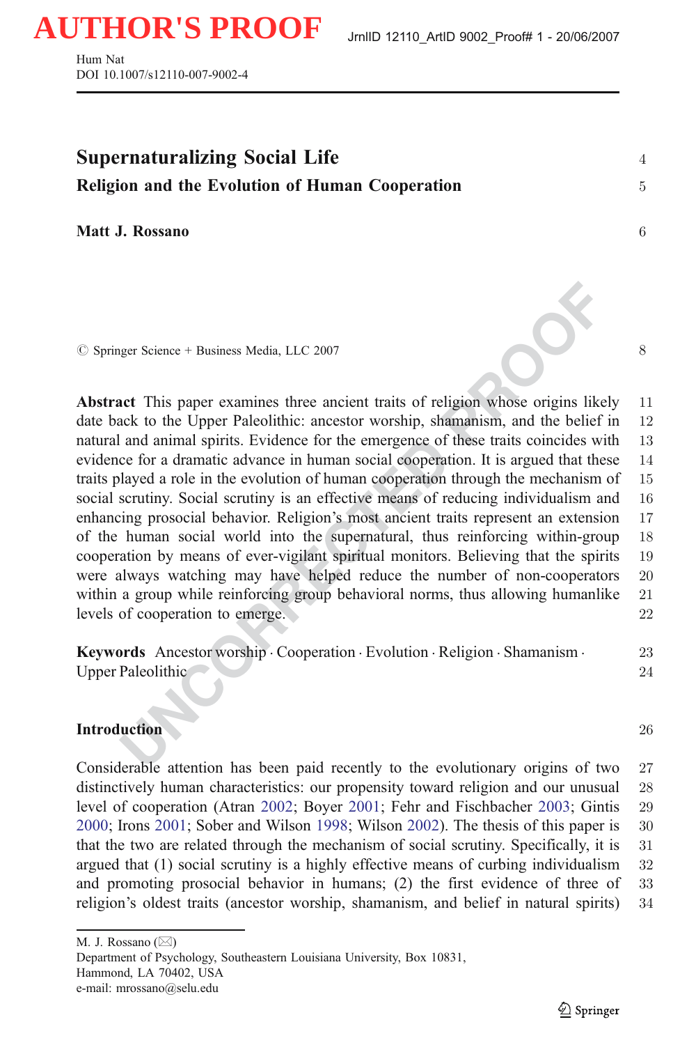# Supernaturalizing Social Life

## Religion and the Evolution of Human Cooperation

**Matt J. Rossano**

© Springer Science + Business Media, LLC 2007

**Abstract** This paper examines three ancient traits of religion whose origins likely date back to the Upper Paleolithic: ancestor worship, shamanism, and the belief in natural and animal spirits. Evidence for the emergence of these traits coincides with evidence for a dramatic advance in human social cooperation. It is argued that these traits played a role in the evolution of human cooperation through the mechanism of social scrutiny. Social scrutiny is an effective means of reducing individualism and enhancing prosocial behavior. Religion's most ancient traits represent an extension of the human social world into the supernatural, thus reinforcing within-group cooperation by means of ever-vigilant spiritual monitors. Believing that the spirits were always watching may have helped reduce the number of non-cooperators within a group while reinforcing group behavioral norms, thus allowing humanlike levels of cooperation to emerge.

**Keywords** Ancestor worship · Cooperation · Evolution · Religion · Shamanism · Upper Paleolithic

## Introduction

Considerable attention has been paid recently to the evolutionary origins of two distinctively human characteristics: our propensity toward religion and our unusual level of cooperation (Atran 2002; Boyer 2001; Fehr and Fischbacher 2003; Gintis 2000; Irons 2001; Sober and Wilson 1998; Wilson 2002). The thesis of this paper is that the two are related through the mechanism of social scrutiny. Specifically, it is argued that (1) social scrutiny is a highly effective means of curbing individualism and promoting prosocial behavior in humans; (2) the first evidence of three of religion's oldest traits (ancestor worship, shamanism, and belief in natural spirits)

---

M. J. Rossano (✉)
Department of Psychology, Southeastern Louisiana University, Box 10831,
Hammond, LA 70402, USA
e-mail: mrossano@selu.edu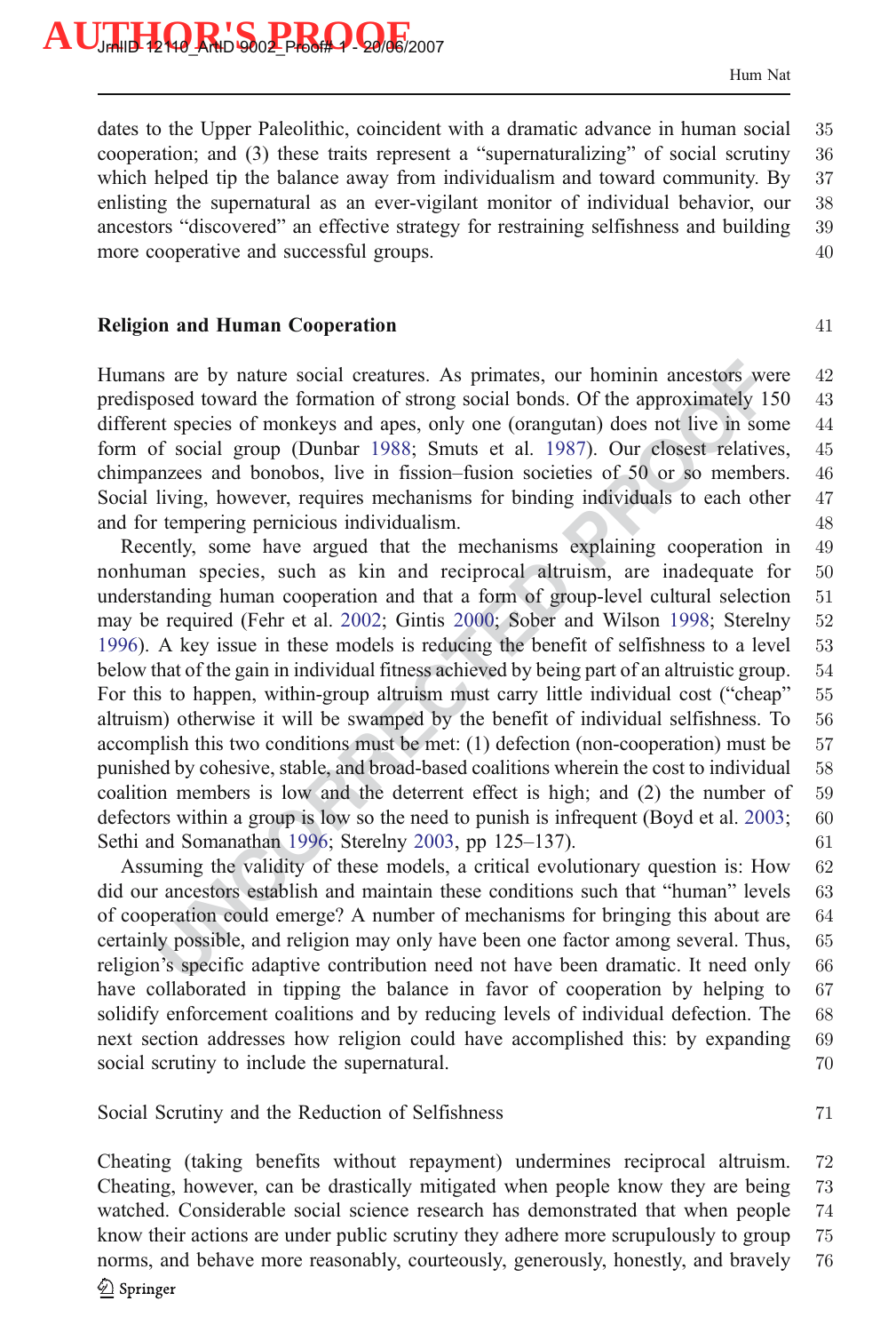dates to the Upper Paleolithic, coincident with a dramatic advance in human social cooperation; and (3) these traits represent a "supernaturalizing" of social scrutiny which helped tip the balance away from individualism and toward community. By enlisting the supernatural as an ever-vigilant monitor of individual behavior, our ancestors "discovered" an effective strategy for restraining selfishness and building more cooperative and successful groups.

## Religion and Human Cooperation

Humans are by nature social creatures. As primates, our hominin ancestors were predisposed toward the formation of strong social bonds. Of the approximately 150 different species of monkeys and apes, only one (orangutan) does not live in some form of social group (Dunbar 1988; Smuts et al. 1987). Our closest relatives, chimpanzees and bonobos, live in fission–fusion societies of 50 or so members. Social living, however, requires mechanisms for binding individuals to each other and for tempering pernicious individualism.

Recently, some have argued that the mechanisms explaining cooperation in nonhuman species, such as kin and reciprocal altruism, are inadequate for understanding human cooperation and that a form of group-level cultural selection may be required (Fehr et al. 2002; Gintis 2000; Sober and Wilson 1998; Sterelny 1996). A key issue in these models is reducing the benefit of selfishness to a level below that of the gain in individual fitness achieved by being part of an altruistic group. For this to happen, within-group altruism must carry little individual cost ("cheap" altruism) otherwise it will be swamped by the benefit of individual selfishness. To accomplish this two conditions must be met: (1) defection (non-cooperation) must be punished by cohesive, stable, and broad-based coalitions wherein the cost to individual coalition members is low and the deterrent effect is high; and (2) the number of defectors within a group is low so the need to punish is infrequent (Boyd et al. 2003; Sethi and Somanathan 1996; Sterelny 2003, pp 125–137).

Assuming the validity of these models, a critical evolutionary question is: How did our ancestors establish and maintain these conditions such that "human" levels of cooperation could emerge? A number of mechanisms for bringing this about are certainly possible, and religion may only have been one factor among several. Thus, religion's specific adaptive contribution need not have been dramatic. It need only have collaborated in tipping the balance in favor of cooperation by helping to solidify enforcement coalitions and by reducing levels of individual defection. The next section addresses how religion could have accomplished this: by expanding social scrutiny to include the supernatural.

### Social Scrutiny and the Reduction of Selfishness

Cheating (taking benefits without repayment) undermines reciprocal altruism. Cheating, however, can be drastically mitigated when people know they are being watched. Considerable social science research has demonstrated that when people know their actions are under public scrutiny they adhere more scrupulously to group norms, and behave more reasonably, courteously, generously, honestly, and bravely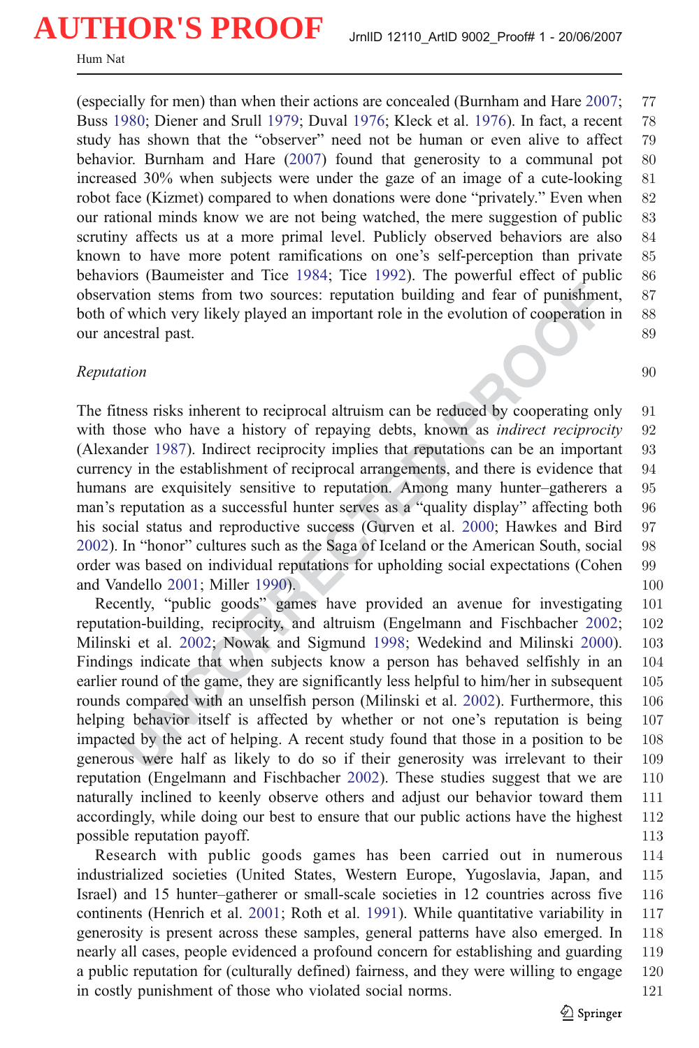(especially for men) than when their actions are concealed (Burnham and Hare 2007; Buss 1980; Diener and Srull 1979; Duval 1976; Kleck et al. 1976). In fact, a recent study has shown that the "observer" need not be human or even alive to affect behavior. Burnham and Hare (2007) found that generosity to a communal pot increased 30% when subjects were under the gaze of an image of a cute-looking robot face (Kizmet) compared to when donations were done "privately." Even when our rational minds know we are not being watched, the mere suggestion of public scrutiny affects us at a more primal level. Publicly observed behaviors are also known to have more potent ramifications on one's self-perception than private behaviors (Baumeister and Tice 1984; Tice 1992). The powerful effect of public observation stems from two sources: reputation building and fear of punishment, both of which very likely played an important role in the evolution of cooperation in our ancestral past.

### *Reputation*

The fitness risks inherent to reciprocal altruism can be reduced by cooperating only with those who have a history of repaying debts, known as *indirect reciprocity* (Alexander 1987). Indirect reciprocity implies that reputations can be an important currency in the establishment of reciprocal arrangements, and there is evidence that humans are exquisitely sensitive to reputation. Among many hunter–gatherers a man's reputation as a successful hunter serves as a "quality display" affecting both his social status and reproductive success (Gurven et al. 2000; Hawkes and Bird 2002). In "honor" cultures such as the Saga of Iceland or the American South, social order was based on individual reputations for upholding social expectations (Cohen and Vandello 2001; Miller 1990).

Recently, "public goods" games have provided an avenue for investigating reputation-building, reciprocity, and altruism (Engelmann and Fischbacher 2002; Milinski et al. 2002; Nowak and Sigmund 1998; Wedekind and Milinski 2000). Findings indicate that when subjects know a person has behaved selfishly in an earlier round of the game, they are significantly less helpful to him/her in subsequent rounds compared with an unselfish person (Milinski et al. 2002). Furthermore, this helping behavior itself is affected by whether or not one's reputation is being impacted by the act of helping. A recent study found that those in a position to be generous were half as likely to do so if their generosity was irrelevant to their reputation (Engelmann and Fischbacher 2002). These studies suggest that we are naturally inclined to keenly observe others and adjust our behavior toward them accordingly, while doing our best to ensure that our public actions have the highest possible reputation payoff.

Research with public goods games has been carried out in numerous industrialized societies (United States, Western Europe, Yugoslavia, Japan, and Israel) and 15 hunter–gatherer or small-scale societies in 12 countries across five continents (Henrich et al. 2001; Roth et al. 1991). While quantitative variability in generosity is present across these samples, general patterns have also emerged. In nearly all cases, people evidenced a profound concern for establishing and guarding a public reputation for (culturally defined) fairness, and they were willing to engage in costly punishment of those who violated social norms.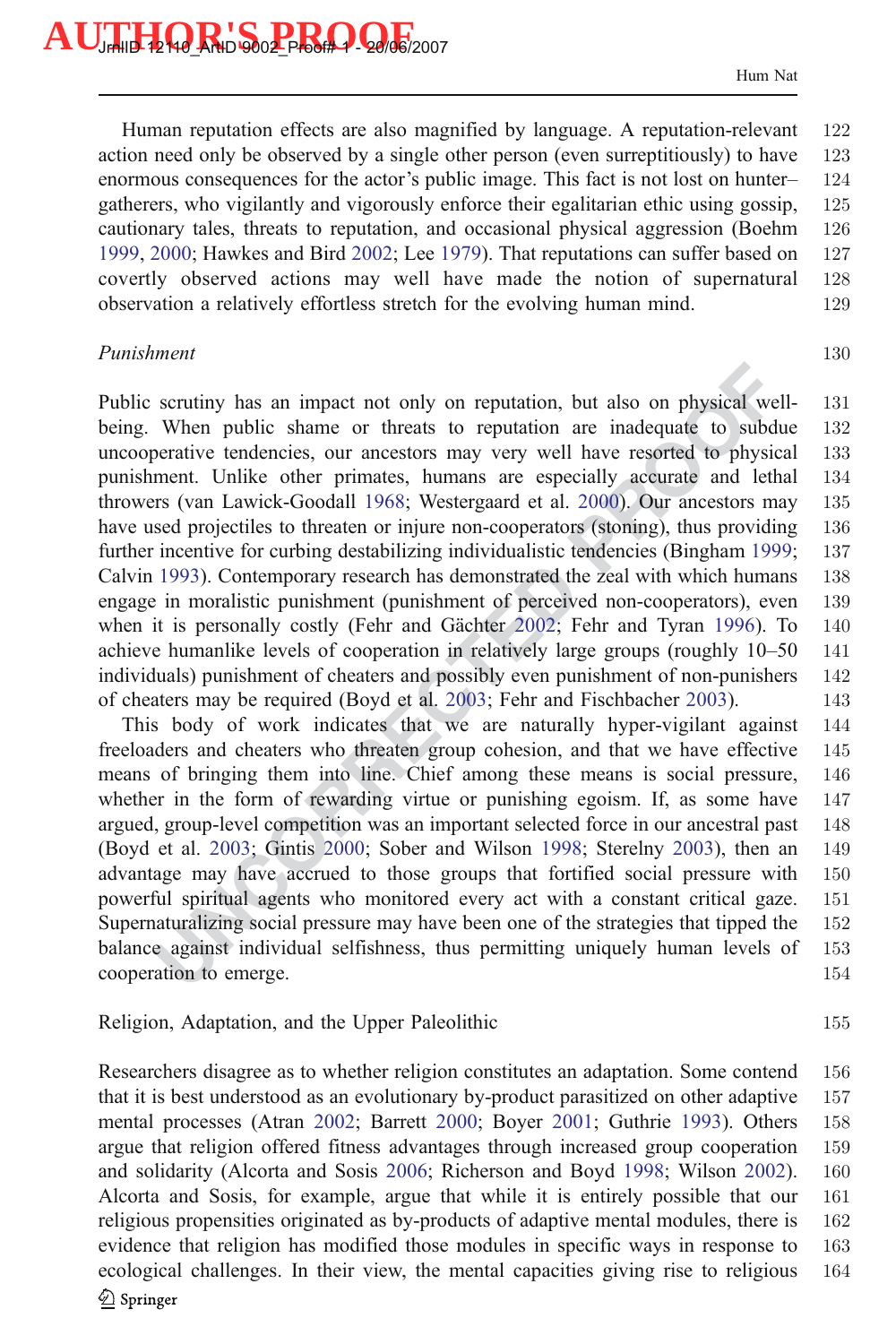Human reputation effects are also magnified by language. A reputation-relevant action need only be observed by a single other person (even surreptitiously) to have enormous consequences for the actor's public image. This fact is not lost on hunter–gatherers, who vigilantly and vigorously enforce their egalitarian ethic using gossip, cautionary tales, threats to reputation, and occasional physical aggression (Boehm 1999, 2000; Hawkes and Bird 2002; Lee 1979). That reputations can suffer based on covertly observed actions may well have made the notion of supernatural observation a relatively effortless stretch for the evolving human mind.

### *Punishment*

Public scrutiny has an impact not only on reputation, but also on physical well-being. When public shame or threats to reputation are inadequate to subdue uncooperative tendencies, our ancestors may very well have resorted to physical punishment. Unlike other primates, humans are especially accurate and lethal throwers (van Lawick-Goodall 1968; Westergaard et al. 2000). Our ancestors may have used projectiles to threaten or injure non-cooperators (stoning), thus providing further incentive for curbing destabilizing individualistic tendencies (Bingham 1999; Calvin 1993). Contemporary research has demonstrated the zeal with which humans engage in moralistic punishment (punishment of perceived non-cooperators), even when it is personally costly (Fehr and Gächter 2002; Fehr and Tyran 1996). To achieve humanlike levels of cooperation in relatively large groups (roughly 10–50 individuals) punishment of cheaters and possibly even punishment of non-punishers of cheaters may be required (Boyd et al. 2003; Fehr and Fischbacher 2003).

This body of work indicates that we are naturally hyper-vigilant against freeloaders and cheaters who threaten group cohesion, and that we have effective means of bringing them into line. Chief among these means is social pressure, whether in the form of rewarding virtue or punishing egoism. If, as some have argued, group-level competition was an important selected force in our ancestral past (Boyd et al. 2003; Gintis 2000; Sober and Wilson 1998; Sterelny 2003), then an advantage may have accrued to those groups that fortified social pressure with powerful spiritual agents who monitored every act with a constant critical gaze. Supernaturalizing social pressure may have been one of the strategies that tipped the balance against individual selfishness, thus permitting uniquely human levels of cooperation to emerge.

## Religion, Adaptation, and the Upper Paleolithic

Researchers disagree as to whether religion constitutes an adaptation. Some contend that it is best understood as an evolutionary by-product parasitized on other adaptive mental processes (Atran 2002; Barrett 2000; Boyer 2001; Guthrie 1993). Others argue that religion offered fitness advantages through increased group cooperation and solidarity (Alcorta and Sosis 2006; Richerson and Boyd 1998; Wilson 2002). Alcorta and Sosis, for example, argue that while it is entirely possible that our religious propensities originated as by-products of adaptive mental modules, there is evidence that religion has modified those modules in specific ways in response to ecological challenges. In their view, the mental capacities giving rise to religious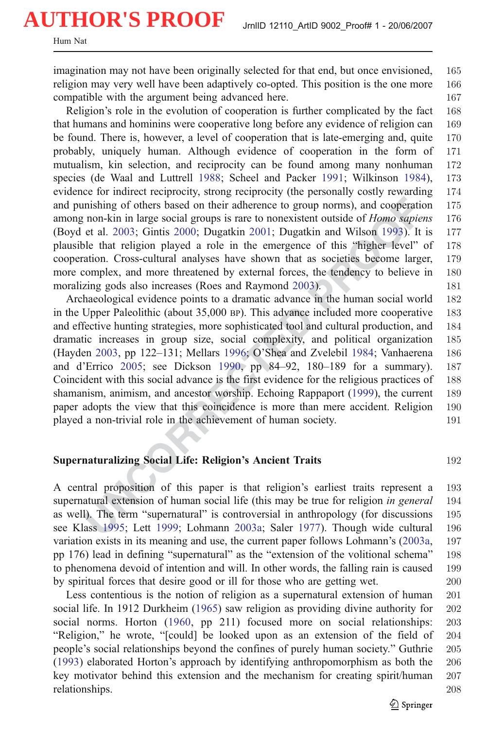imagination may not have been originally selected for that end, but once envisioned, religion may very well have been adaptively co-opted. This position is the one more compatible with the argument being advanced here.

Religion's role in the evolution of cooperation is further complicated by the fact that humans and hominins were cooperative long before any evidence of religion can be found. There is, however, a level of cooperation that is late-emerging and, quite probably, uniquely human. Although evidence of cooperation in the form of mutualism, kin selection, and reciprocity can be found among many nonhuman species (de Waal and Luttrell 1988; Scheel and Packer 1991; Wilkinson 1984), evidence for indirect reciprocity, strong reciprocity (the personally costly rewarding and punishing of others based on their adherence to group norms), and cooperation among non-kin in large social groups is rare to nonexistent outside of *Homo sapiens* (Boyd et al. 2003; Gintis 2000; Dugatkin 2001; Dugatkin and Wilson 1993). It is plausible that religion played a role in the emergence of this "higher level" of cooperation. Cross-cultural analyses have shown that as societies become larger, more complex, and more threatened by external forces, the tendency to believe in moralizing gods also increases (Roes and Raymond 2003).

Archaeological evidence points to a dramatic advance in the human social world in the Upper Paleolithic (about 35,000 BP). This advance included more cooperative and effective hunting strategies, more sophisticated tool and cultural production, and dramatic increases in group size, social complexity, and political organization (Hayden 2003, pp 122–131; Mellars 1996; O'Shea and Zvelebil 1984; Vanhaerena and d'Errico 2005; see Dickson 1990, pp 84–92, 180–189 for a summary). Coincident with this social advance is the first evidence for the religious practices of shamanism, animism, and ancestor worship. Echoing Rappaport (1999), the current paper adopts the view that this coincidence is more than mere accident. Religion played a non-trivial role in the achievement of human society.

## Supernaturalizing Social Life: Religion's Ancient Traits

A central proposition of this paper is that religion's earliest traits represent a supernatural extension of human social life (this may be true for religion *in general* as well). The term "supernatural" is controversial in anthropology (for discussions see Klass 1995; Lett 1999; Lohmann 2003a; Saler 1977). Though wide cultural variation exists in its meaning and use, the current paper follows Lohmann's (2003a, pp 176) lead in defining "supernatural" as the "extension of the volitional schema" to phenomena devoid of intention and will. In other words, the falling rain is caused by spiritual forces that desire good or ill for those who are getting wet.

Less contentious is the notion of religion as a supernatural extension of human social life. In 1912 Durkheim (1965) saw religion as providing divine authority for social norms. Horton (1960, pp 211) focused more on social relationships: "Religion," he wrote, "[could] be looked upon as an extension of the field of people's social relationships beyond the confines of purely human society." Guthrie (1993) elaborated Horton's approach by identifying anthropomorphism as both the key motivator behind this extension and the mechanism for creating spirit/human relationships.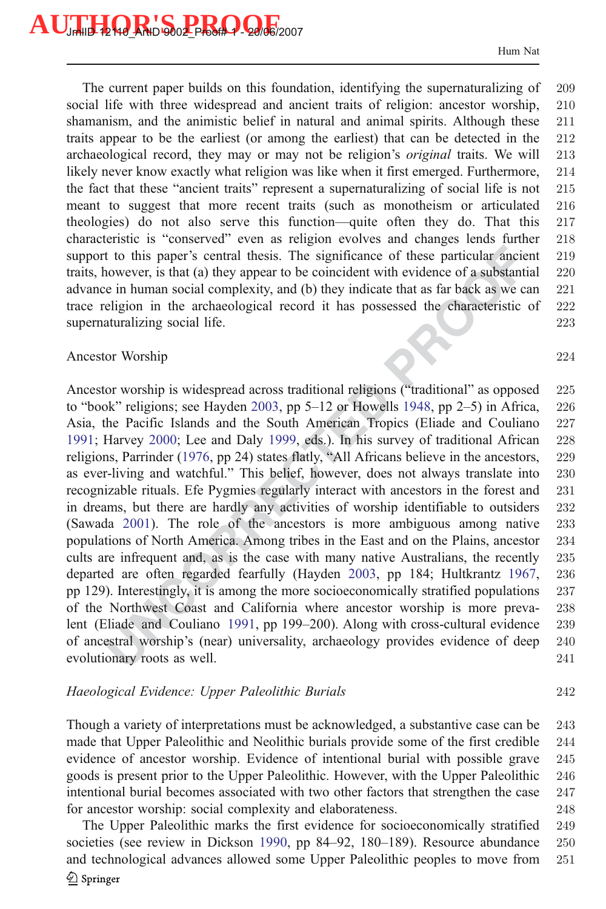The current paper builds on this foundation, identifying the supernaturalizing of social life with three widespread and ancient traits of religion: ancestor worship, shamanism, and the animistic belief in natural and animal spirits. Although these traits appear to be the earliest (or among the earliest) that can be detected in the archaeological record, they may or may not be religion's *original* traits. We will likely never know exactly what religion was like when it first emerged. Furthermore, the fact that these "ancient traits" represent a supernaturalizing of social life is not meant to suggest that more recent traits (such as monotheism or articulated theologies) do not also serve this function—quite often they do. That this characteristic is "conserved" even as religion evolves and changes lends further support to this paper's central thesis. The significance of these particular ancient traits, however, is that (a) they appear to be coincident with evidence of a substantial advance in human social complexity, and (b) they indicate that as far back as we can trace religion in the archaeological record it has possessed the characteristic of supernaturalizing social life.

## Ancestor Worship

Ancestor worship is widespread across traditional religions ("traditional" as opposed to "book" religions; see Hayden 2003, pp 5–12 or Howells 1948, pp 2–5) in Africa, Asia, the Pacific Islands and the South American Tropics (Eliade and Couliano 1991; Harvey 2000; Lee and Daly 1999, eds.). In his survey of traditional African religions, Parrinder (1976, pp 24) states flatly, "All Africans believe in the ancestors, as ever-living and watchful." This belief, however, does not always translate into recognizable rituals. Efe Pygmies regularly interact with ancestors in the forest and in dreams, but there are hardly any activities of worship identifiable to outsiders (Sawada 2001). The role of the ancestors is more ambiguous among native populations of North America. Among tribes in the East and on the Plains, ancestor cults are infrequent and, as is the case with many native Australians, the recently departed are often regarded fearfully (Hayden 2003, pp 184; Hultkrantz 1967, pp 129). Interestingly, it is among the more socioeconomically stratified populations of the Northwest Coast and California where ancestor worship is more prevalent (Eliade and Couliano 1991, pp 199–200). Along with cross-cultural evidence of ancestral worship's (near) universality, archaeology provides evidence of deep evolutionary roots as well.

### *Haeological Evidence: Upper Paleolithic Burials*

Though a variety of interpretations must be acknowledged, a substantive case can be made that Upper Paleolithic and Neolithic burials provide some of the first credible evidence of ancestor worship. Evidence of intentional burial with possible grave goods is present prior to the Upper Paleolithic. However, with the Upper Paleolithic intentional burial becomes associated with two other factors that strengthen the case for ancestor worship: social complexity and elaborateness.

The Upper Paleolithic marks the first evidence for socioeconomically stratified societies (see review in Dickson 1990, pp 84–92, 180–189). Resource abundance and technological advances allowed some Upper Paleolithic peoples to move from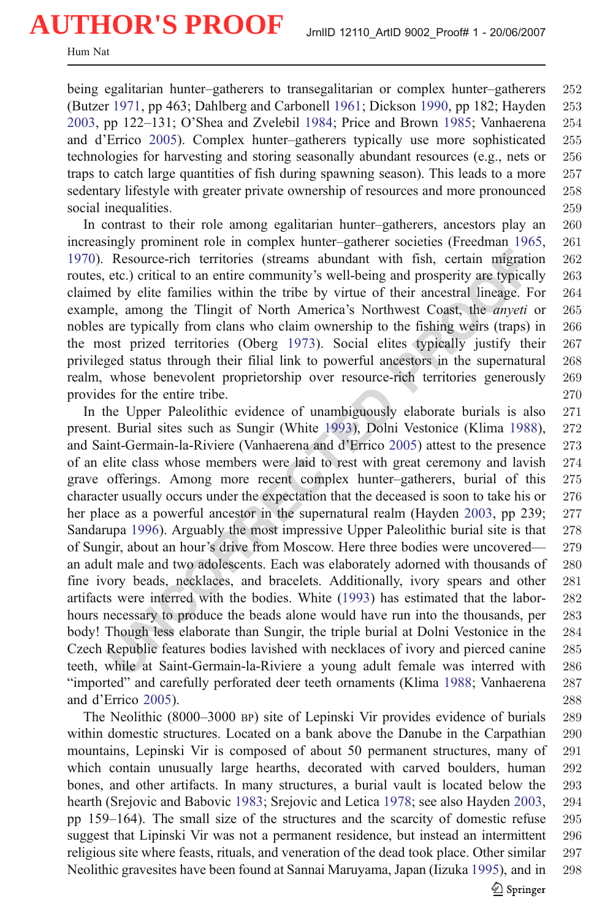being egalitarian hunter–gatherers to transegalitarian or complex hunter–gatherers (Butzer 1971, pp 463; Dahlberg and Carbonell 1961; Dickson 1990, pp 182; Hayden 2003, pp 122–131; O'Shea and Zvelebil 1984; Price and Brown 1985; Vanhaerena and d'Errico 2005). Complex hunter–gatherers typically use more sophisticated technologies for harvesting and storing seasonally abundant resources (e.g., nets or traps to catch large quantities of fish during spawning season). This leads to a more sedentary lifestyle with greater private ownership of resources and more pronounced social inequalities.

In contrast to their role among egalitarian hunter–gatherers, ancestors play an increasingly prominent role in complex hunter–gatherer societies (Freedman 1965, 1970). Resource-rich territories (streams abundant with fish, certain migration routes, etc.) critical to an entire community's well-being and prosperity are typically claimed by elite families within the tribe by virtue of their ancestral lineage. For example, among the Tlingit of North America's Northwest Coast, the *anyeti* or nobles are typically from clans who claim ownership to the fishing weirs (traps) in the most prized territories (Oberg 1973). Social elites typically justify their privileged status through their filial link to powerful ancestors in the supernatural realm, whose benevolent proprietorship over resource-rich territories generously provides for the entire tribe.

In the Upper Paleolithic evidence of unambiguously elaborate burials is also present. Burial sites such as Sungir (White 1993), Dolni Vestonice (Klima 1988), and Saint-Germain-la-Riviere (Vanhaerena and d'Errico 2005) attest to the presence of an elite class whose members were laid to rest with great ceremony and lavish grave offerings. Among more recent complex hunter–gatherers, burial of this character usually occurs under the expectation that the deceased is soon to take his or her place as a powerful ancestor in the supernatural realm (Hayden 2003, pp 239; Sandarupa 1996). Arguably the most impressive Upper Paleolithic burial site is that of Sungir, about an hour's drive from Moscow. Here three bodies were uncovered—an adult male and two adolescents. Each was elaborately adorned with thousands of fine ivory beads, necklaces, and bracelets. Additionally, ivory spears and other artifacts were interred with the bodies. White (1993) has estimated that the labor-hours necessary to produce the beads alone would have run into the thousands, per body! Though less elaborate than Sungir, the triple burial at Dolni Vestonice in the Czech Republic features bodies lavished with necklaces of ivory and pierced canine teeth, while at Saint-Germain-la-Riviere a young adult female was interred with "imported" and carefully perforated deer teeth ornaments (Klima 1988; Vanhaerena and d'Errico 2005).

The Neolithic (8000–3000 BP) site of Lepinski Vir provides evidence of burials within domestic structures. Located on a bank above the Danube in the Carpathian mountains, Lepinski Vir is composed of about 50 permanent structures, many of which contain unusually large hearths, decorated with carved boulders, human bones, and other artifacts. In many structures, a burial vault is located below the hearth (Srejovic and Babovic 1983; Srejovic and Letica 1978; see also Hayden 2003, pp 159–164). The small size of the structures and the scarcity of domestic refuse suggest that Lipinski Vir was not a permanent residence, but instead an intermittent religious site where feasts, rituals, and veneration of the dead took place. Other similar Neolithic gravesites have been found at Sannai Maruyama, Japan (Iizuka 1995), and in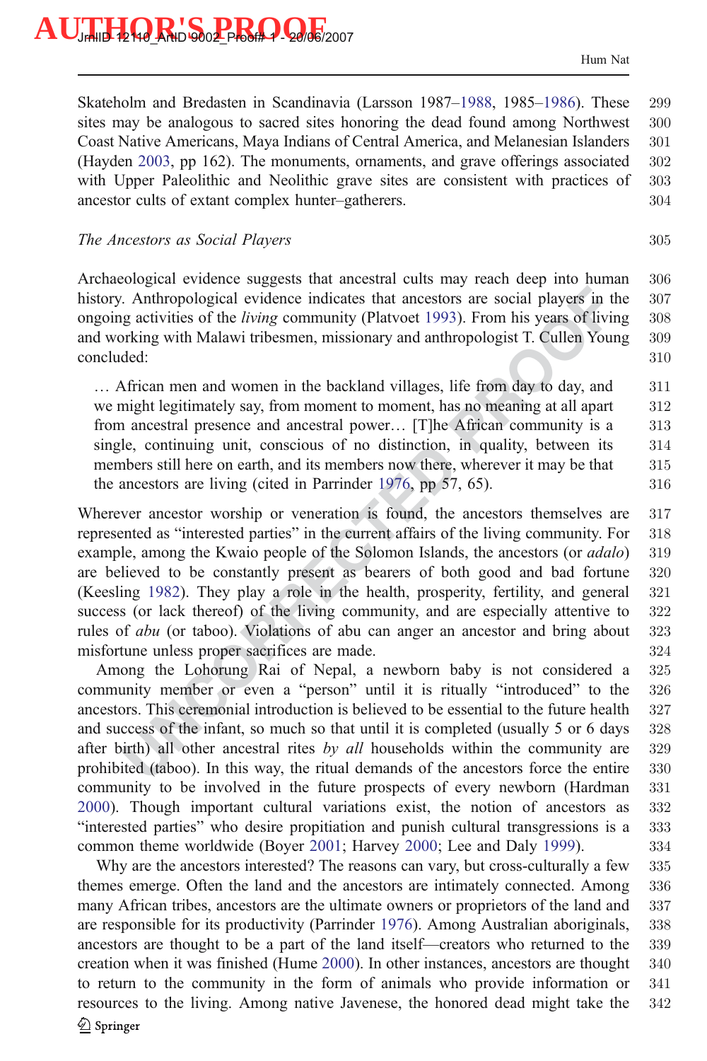Skateholm and Bredasten in Scandinavia (Larsson 1987–1988, 1985–1986). These sites may be analogous to sacred sites honoring the dead found among Northwest Coast Native Americans, Maya Indians of Central America, and Melanesian Islanders (Hayden 2003, pp 162). The monuments, ornaments, and grave offerings associated with Upper Paleolithic and Neolithic grave sites are consistent with practices of ancestor cults of extant complex hunter–gatherers.

*The Ancestors as Social Players*

Archaeological evidence suggests that ancestral cults may reach deep into human history. Anthropological evidence indicates that ancestors are social players in the ongoing activities of the *living* community (Platvoet 1993). From his years of living and working with Malawi tribesmen, missionary and anthropologist T. Cullen Young concluded:

> … African men and women in the backland villages, life from day to day, and we might legitimately say, from moment to moment, has no meaning at all apart from ancestral presence and ancestral power… [T]he African community is a single, continuing unit, conscious of no distinction, in quality, between its members still here on earth, and its members now there, wherever it may be that the ancestors are living (cited in Parrinder 1976, pp 57, 65).

Wherever ancestor worship or veneration is found, the ancestors themselves are represented as "interested parties" in the current affairs of the living community. For example, among the Kwaio people of the Solomon Islands, the ancestors (or *adalo*) are believed to be constantly present as bearers of both good and bad fortune (Keesling 1982). They play a role in the health, prosperity, fertility, and general success (or lack thereof) of the living community, and are especially attentive to rules of *abu* (or taboo). Violations of abu can anger an ancestor and bring about misfortune unless proper sacrifices are made.

Among the Lohorung Rai of Nepal, a newborn baby is not considered a community member or even a "person" until it is ritually "introduced" to the ancestors. This ceremonial introduction is believed to be essential to the future health and success of the infant, so much so that until it is completed (usually 5 or 6 days after birth) all other ancestral rites *by all* households within the community are prohibited (taboo). In this way, the ritual demands of the ancestors force the entire community to be involved in the future prospects of every newborn (Hardman 2000). Though important cultural variations exist, the notion of ancestors as "interested parties" who desire propitiation and punish cultural transgressions is a common theme worldwide (Boyer 2001; Harvey 2000; Lee and Daly 1999).

Why are the ancestors interested? The reasons can vary, but cross-culturally a few themes emerge. Often the land and the ancestors are intimately connected. Among many African tribes, ancestors are the ultimate owners or proprietors of the land and are responsible for its productivity (Parrinder 1976). Among Australian aboriginals, ancestors are thought to be a part of the land itself—creators who returned to the creation when it was finished (Hume 2000). In other instances, ancestors are thought to return to the community in the form of animals who provide information or resources to the living. Among native Javenese, the honored dead might take the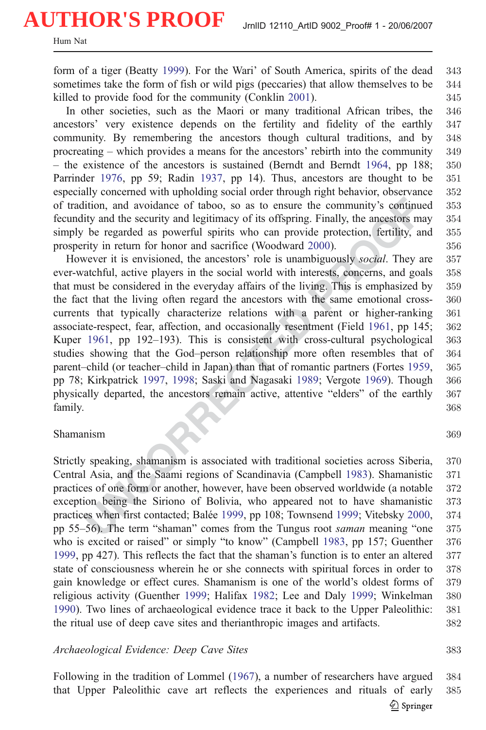form of a tiger (Beatty 1999). For the Wari' of South America, spirits of the dead sometimes take the form of fish or wild pigs (peccaries) that allow themselves to be killed to provide food for the community (Conklin 2001).

In other societies, such as the Maori or many traditional African tribes, the ancestors' very existence depends on the fertility and fidelity of the earthly community. By remembering the ancestors though cultural traditions, and by procreating – which provides a means for the ancestors' rebirth into the community – the existence of the ancestors is sustained (Berndt and Berndt 1964, pp 188; Parrinder 1976, pp 59; Radin 1937, pp 14). Thus, ancestors are thought to be especially concerned with upholding social order through right behavior, observance of tradition, and avoidance of taboo, so as to ensure the community's continued fecundity and the security and legitimacy of its offspring. Finally, the ancestors may simply be regarded as powerful spirits who can provide protection, fertility, and prosperity in return for honor and sacrifice (Woodward 2000).

However it is envisioned, the ancestors' role is unambiguously *social*. They are ever-watchful, active players in the social world with interests, concerns, and goals that must be considered in the everyday affairs of the living. This is emphasized by the fact that the living often regard the ancestors with the same emotional cross-currents that typically characterize relations with a parent or higher-ranking associate-respect, fear, affection, and occasionally resentment (Field 1961, pp 145; Kuper 1961, pp 192–193). This is consistent with cross-cultural psychological studies showing that the God–person relationship more often resembles that of parent–child (or teacher–child in Japan) than that of romantic partners (Fortes 1959, pp 78; Kirkpatrick 1997, 1998; Saski and Nagasaki 1989; Vergote 1969). Though physically departed, the ancestors remain active, attentive "elders" of the earthly family.

## Shamanism

Strictly speaking, shamanism is associated with traditional societies across Siberia, Central Asia, and the Saami regions of Scandinavia (Campbell 1983). Shamanistic practices of one form or another, however, have been observed worldwide (a notable exception being the Siriono of Bolivia, who appeared not to have shamanistic practices when first contacted; Balée 1999, pp 108; Townsend 1999; Vitebsky 2000, pp 55–56). The term "shaman" comes from the Tungus root *saman* meaning "one who is excited or raised" or simply "to know" (Campbell 1983, pp 157; Guenther 1999, pp 427). This reflects the fact that the shaman's function is to enter an altered state of consciousness wherein he or she connects with spiritual forces in order to gain knowledge or effect cures. Shamanism is one of the world's oldest forms of religious activity (Guenther 1999; Halifax 1982; Lee and Daly 1999; Winkelman 1990). Two lines of archaeological evidence trace it back to the Upper Paleolithic: the ritual use of deep cave sites and therianthropic images and artifacts.

### *Archaeological Evidence: Deep Cave Sites*

Following in the tradition of Lommel (1967), a number of researchers have argued that Upper Paleolithic cave art reflects the experiences and rituals of early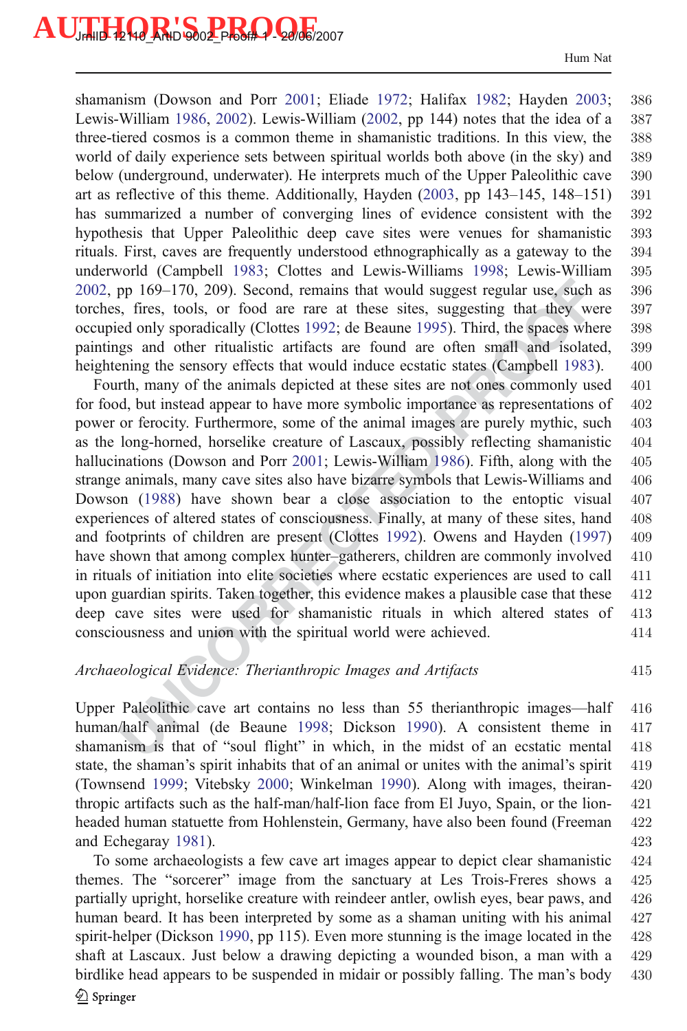shamanism (Dowson and Porr 2001; Eliade 1972; Halifax 1982; Hayden 2003; Lewis-William 1986, 2002). Lewis-William (2002, pp 144) notes that the idea of a three-tiered cosmos is a common theme in shamanistic traditions. In this view, the world of daily experience sets between spiritual worlds both above (in the sky) and below (underground, underwater). He interprets much of the Upper Paleolithic cave art as reflective of this theme. Additionally, Hayden (2003, pp 143–145, 148–151) has summarized a number of converging lines of evidence consistent with the hypothesis that Upper Paleolithic deep cave sites were venues for shamanistic rituals. First, caves are frequently understood ethnographically as a gateway to the underworld (Campbell 1983; Clottes and Lewis-Williams 1998; Lewis-William 2002, pp 169–170, 209). Second, remains that would suggest regular use, such as torches, fires, tools, or food are rare at these sites, suggesting that they were occupied only sporadically (Clottes 1992; de Beaune 1995). Third, the spaces where paintings and other ritualistic artifacts are found are often small and isolated, heightening the sensory effects that would induce ecstatic states (Campbell 1983).

Fourth, many of the animals depicted at these sites are not ones commonly used for food, but instead appear to have more symbolic importance as representations of power or ferocity. Furthermore, some of the animal images are purely mythic, such as the long-horned, horselike creature of Lascaux, possibly reflecting shamanistic hallucinations (Dowson and Porr 2001; Lewis-William 1986). Fifth, along with the strange animals, many cave sites also have bizarre symbols that Lewis-Williams and Dowson (1988) have shown bear a close association to the entoptic visual experiences of altered states of consciousness. Finally, at many of these sites, hand and footprints of children are present (Clottes 1992). Owens and Hayden (1997) have shown that among complex hunter–gatherers, children are commonly involved in rituals of initiation into elite societies where ecstatic experiences are used to call upon guardian spirits. Taken together, this evidence makes a plausible case that these deep cave sites were used for shamanistic rituals in which altered states of consciousness and union with the spiritual world were achieved.

*Archaeological Evidence: Therianthropic Images and Artifacts*

Upper Paleolithic cave art contains no less than 55 therianthropic images—half human/half animal (de Beaune 1998; Dickson 1990). A consistent theme in shamanism is that of "soul flight" in which, in the midst of an ecstatic mental state, the shaman's spirit inhabits that of an animal or unites with the animal's spirit (Townsend 1999; Vitebsky 2000; Winkelman 1990). Along with images, theiranthropic artifacts such as the half-man/half-lion face from El Juyo, Spain, or the lion-headed human statuette from Hohlenstein, Germany, have also been found (Freeman and Echegaray 1981).

To some archaeologists a few cave art images appear to depict clear shamanistic themes. The "sorcerer" image from the sanctuary at Les Trois-Freres shows a partially upright, horselike creature with reindeer antler, owlish eyes, bear paws, and human beard. It has been interpreted by some as a shaman uniting with his animal spirit-helper (Dickson 1990, pp 115). Even more stunning is the image located in the shaft at Lascaux. Just below a drawing depicting a wounded bison, a man with a birdlike head appears to be suspended in midair or possibly falling. The man's body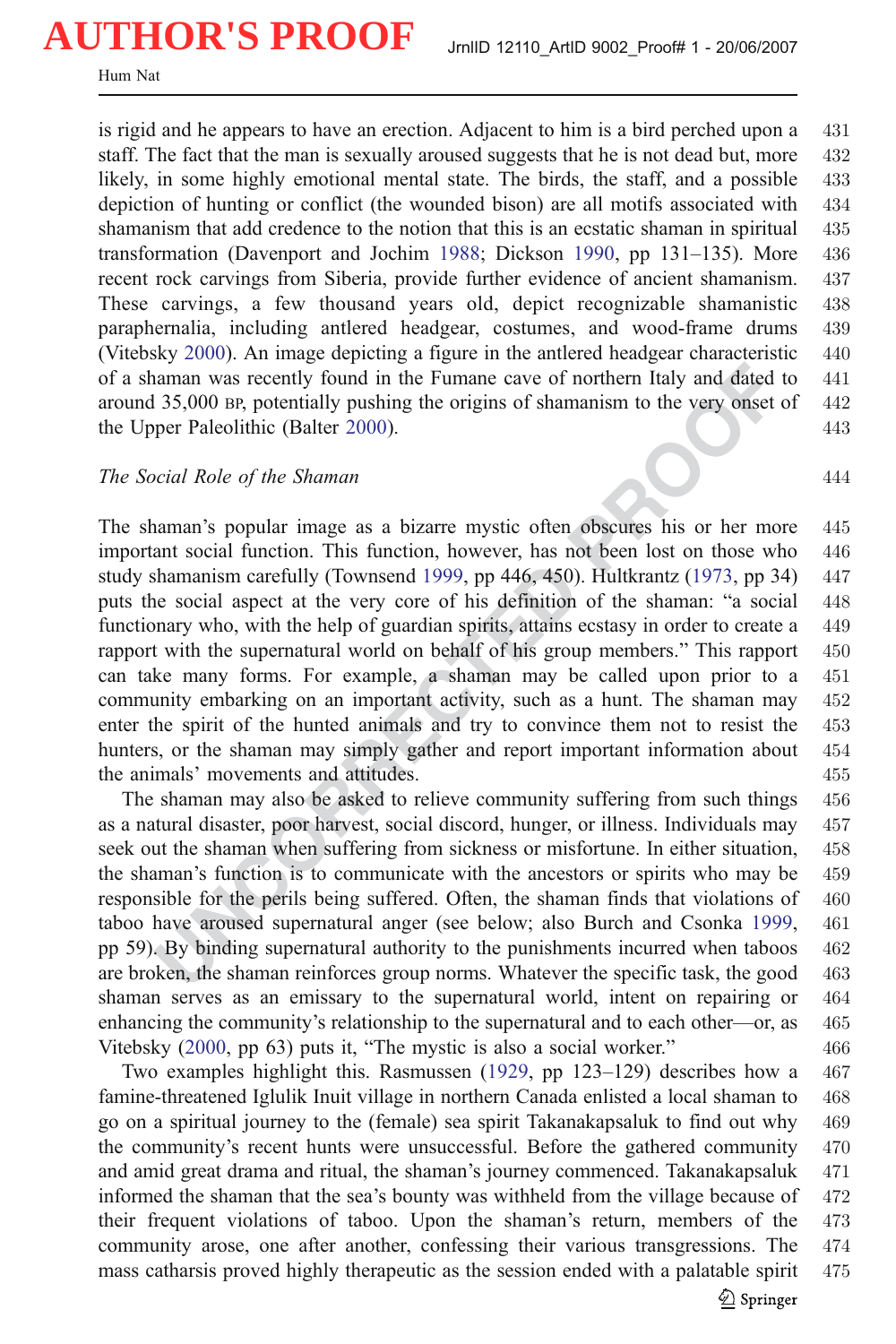is rigid and he appears to have an erection. Adjacent to him is a bird perched upon a staff. The fact that the man is sexually aroused suggests that he is not dead but, more likely, in some highly emotional mental state. The birds, the staff, and a possible depiction of hunting or conflict (the wounded bison) are all motifs associated with shamanism that add credence to the notion that this is an ecstatic shaman in spiritual transformation (Davenport and Jochim 1988; Dickson 1990, pp 131–135). More recent rock carvings from Siberia, provide further evidence of ancient shamanism. These carvings, a few thousand years old, depict recognizable shamanistic paraphernalia, including antlered headgear, costumes, and wood-frame drums (Vitebsky 2000). An image depicting a figure in the antlered headgear characteristic of a shaman was recently found in the Fumane cave of northern Italy and dated to around 35,000 BP, potentially pushing the origins of shamanism to the very onset of the Upper Paleolithic (Balter 2000).

### *The Social Role of the Shaman*

The shaman's popular image as a bizarre mystic often obscures his or her more important social function. This function, however, has not been lost on those who study shamanism carefully (Townsend 1999, pp 446, 450). Hultkrantz (1973, pp 34) puts the social aspect at the very core of his definition of the shaman: "a social functionary who, with the help of guardian spirits, attains ecstasy in order to create a rapport with the supernatural world on behalf of his group members." This rapport can take many forms. For example, a shaman may be called upon prior to a community embarking on an important activity, such as a hunt. The shaman may enter the spirit of the hunted animals and try to convince them not to resist the hunters, or the shaman may simply gather and report important information about the animals' movements and attitudes.

The shaman may also be asked to relieve community suffering from such things as a natural disaster, poor harvest, social discord, hunger, or illness. Individuals may seek out the shaman when suffering from sickness or misfortune. In either situation, the shaman's function is to communicate with the ancestors or spirits who may be responsible for the perils being suffered. Often, the shaman finds that violations of taboo have aroused supernatural anger (see below; also Burch and Csonka 1999, pp 59). By binding supernatural authority to the punishments incurred when taboos are broken, the shaman reinforces group norms. Whatever the specific task, the good shaman serves as an emissary to the supernatural world, intent on repairing or enhancing the community's relationship to the supernatural and to each other—or, as Vitebsky (2000, pp 63) puts it, "The mystic is also a social worker."

Two examples highlight this. Rasmussen (1929, pp 123–129) describes how a famine-threatened Iglulik Inuit village in northern Canada enlisted a local shaman to go on a spiritual journey to the (female) sea spirit Takanakapsaluk to find out why the community's recent hunts were unsuccessful. Before the gathered community and amid great drama and ritual, the shaman's journey commenced. Takanakapsaluk informed the shaman that the sea's bounty was withheld from the village because of their frequent violations of taboo. Upon the shaman's return, members of the community arose, one after another, confessing their various transgressions. The mass catharsis proved highly therapeutic as the session ended with a palatable spirit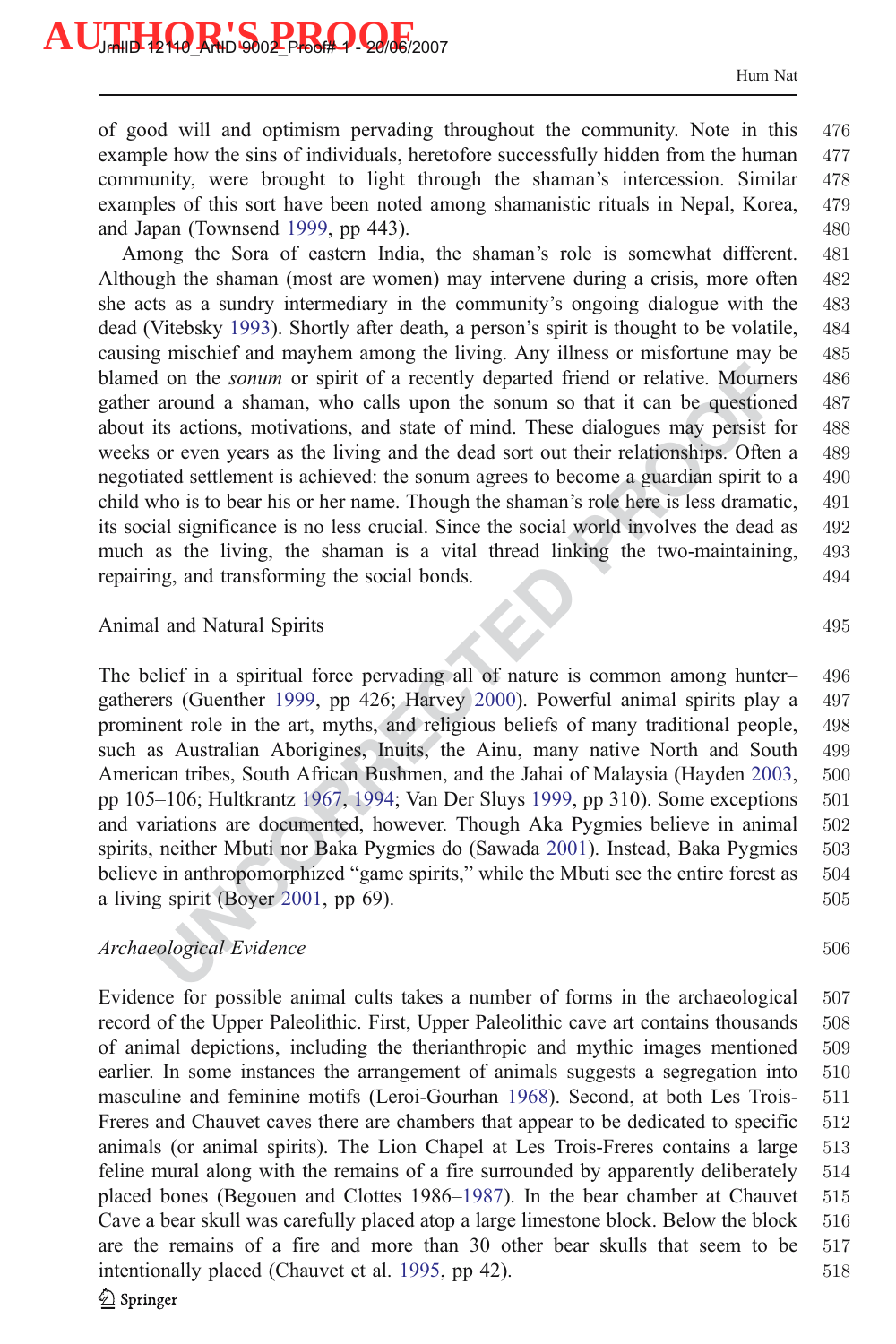of good will and optimism pervading throughout the community. Note in this example how the sins of individuals, heretofore successfully hidden from the human community, were brought to light through the shaman's intercession. Similar examples of this sort have been noted among shamanistic rituals in Nepal, Korea, and Japan (Townsend 1999, pp 443).

Among the Sora of eastern India, the shaman's role is somewhat different. Although the shaman (most are women) may intervene during a crisis, more often she acts as a sundry intermediary in the community's ongoing dialogue with the dead (Vitebsky 1993). Shortly after death, a person's spirit is thought to be volatile, causing mischief and mayhem among the living. Any illness or misfortune may be blamed on the *sonum* or spirit of a recently departed friend or relative. Mourners gather around a shaman, who calls upon the sonum so that it can be questioned about its actions, motivations, and state of mind. These dialogues may persist for weeks or even years as the living and the dead sort out their relationships. Often a negotiated settlement is achieved: the sonum agrees to become a guardian spirit to a child who is to bear his or her name. Though the shaman's role here is less dramatic, its social significance is no less crucial. Since the social world involves the dead as much as the living, the shaman is a vital thread linking the two-maintaining, repairing, and transforming the social bonds.

## Animal and Natural Spirits

The belief in a spiritual force pervading all of nature is common among hunter–gatherers (Guenther 1999, pp 426; Harvey 2000). Powerful animal spirits play a prominent role in the art, myths, and religious beliefs of many traditional people, such as Australian Aborigines, Inuits, the Ainu, many native North and South American tribes, South African Bushmen, and the Jahai of Malaysia (Hayden 2003, pp 105–106; Hultkrantz 1967, 1994; Van Der Sluys 1999, pp 310). Some exceptions and variations are documented, however. Though Aka Pygmies believe in animal spirits, neither Mbuti nor Baka Pygmies do (Sawada 2001). Instead, Baka Pygmies believe in anthropomorphized "game spirits," while the Mbuti see the entire forest as a living spirit (Boyer 2001, pp 69).

### *Archaeological Evidence*

Evidence for possible animal cults takes a number of forms in the archaeological record of the Upper Paleolithic. First, Upper Paleolithic cave art contains thousands of animal depictions, including the therianthropic and mythic images mentioned earlier. In some instances the arrangement of animals suggests a segregation into masculine and feminine motifs (Leroi-Gourhan 1968). Second, at both Les Trois-Freres and Chauvet caves there are chambers that appear to be dedicated to specific animals (or animal spirits). The Lion Chapel at Les Trois-Freres contains a large feline mural along with the remains of a fire surrounded by apparently deliberately placed bones (Begouen and Clottes 1986–1987). In the bear chamber at Chauvet Cave a bear skull was carefully placed atop a large limestone block. Below the block are the remains of a fire and more than 30 other bear skulls that seem to be intentionally placed (Chauvet et al. 1995, pp 42).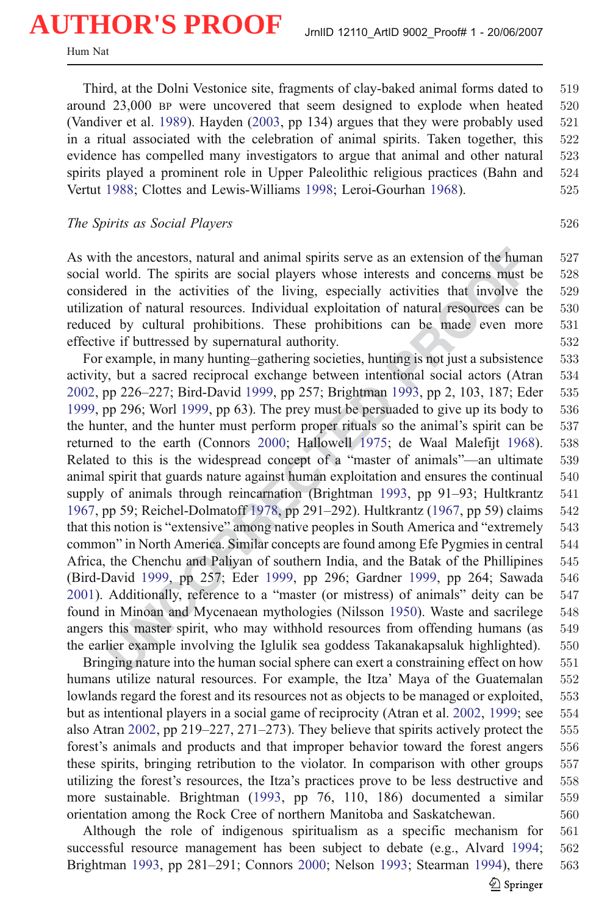Third, at the Dolni Vestonice site, fragments of clay-baked animal forms dated to around 23,000 BP were uncovered that seem designed to explode when heated (Vandiver et al. 1989). Hayden (2003, pp 134) argues that they were probably used in a ritual associated with the celebration of animal spirits. Taken together, this evidence has compelled many investigators to argue that animal and other natural spirits played a prominent role in Upper Paleolithic religious practices (Bahn and Vertut 1988; Clottes and Lewis-Williams 1998; Leroi-Gourhan 1968).

*The Spirits as Social Players*

As with the ancestors, natural and animal spirits serve as an extension of the human social world. The spirits are social players whose interests and concerns must be considered in the activities of the living, especially activities that involve the utilization of natural resources. Individual exploitation of natural resources can be reduced by cultural prohibitions. These prohibitions can be made even more effective if buttressed by supernatural authority.

For example, in many hunting–gathering societies, hunting is not just a subsistence activity, but a sacred reciprocal exchange between intentional social actors (Atran 2002, pp 226–227; Bird-David 1999, pp 257; Brightman 1993, pp 2, 103, 187; Eder 1999, pp 296; Worl 1999, pp 63). The prey must be persuaded to give up its body to the hunter, and the hunter must perform proper rituals so the animal's spirit can be returned to the earth (Connors 2000; Hallowell 1975; de Waal Malefijt 1968). Related to this is the widespread concept of a "master of animals"—an ultimate animal spirit that guards nature against human exploitation and ensures the continual supply of animals through reincarnation (Brightman 1993, pp 91–93; Hultkrantz 1967, pp 59; Reichel-Dolmatoff 1978, pp 291–292). Hultkrantz (1967, pp 59) claims that this notion is "extensive" among native peoples in South America and "extremely common" in North America. Similar concepts are found among Efe Pygmies in central Africa, the Chenchu and Paliyan of southern India, and the Batak of the Phillipines (Bird-David 1999, pp 257; Eder 1999, pp 296; Gardner 1999, pp 264; Sawada 2001). Additionally, reference to a "master (or mistress) of animals" deity can be found in Minoan and Mycenaean mythologies (Nilsson 1950). Waste and sacrilege angers this master spirit, who may withhold resources from offending humans (as the earlier example involving the Iglulik sea goddess Takanakapsaluk highlighted).

Bringing nature into the human social sphere can exert a constraining effect on how humans utilize natural resources. For example, the Itza' Maya of the Guatemalan lowlands regard the forest and its resources not as objects to be managed or exploited, but as intentional players in a social game of reciprocity (Atran et al. 2002, 1999; see also Atran 2002, pp 219–227, 271–273). They believe that spirits actively protect the forest's animals and products and that improper behavior toward the forest angers these spirits, bringing retribution to the violator. In comparison with other groups utilizing the forest's resources, the Itza's practices prove to be less destructive and more sustainable. Brightman (1993, pp 76, 110, 186) documented a similar orientation among the Rock Cree of northern Manitoba and Saskatchewan.

Although the role of indigenous spiritualism as a specific mechanism for successful resource management has been subject to debate (e.g., Alvard 1994; Brightman 1993, pp 281–291; Connors 2000; Nelson 1993; Stearman 1994), there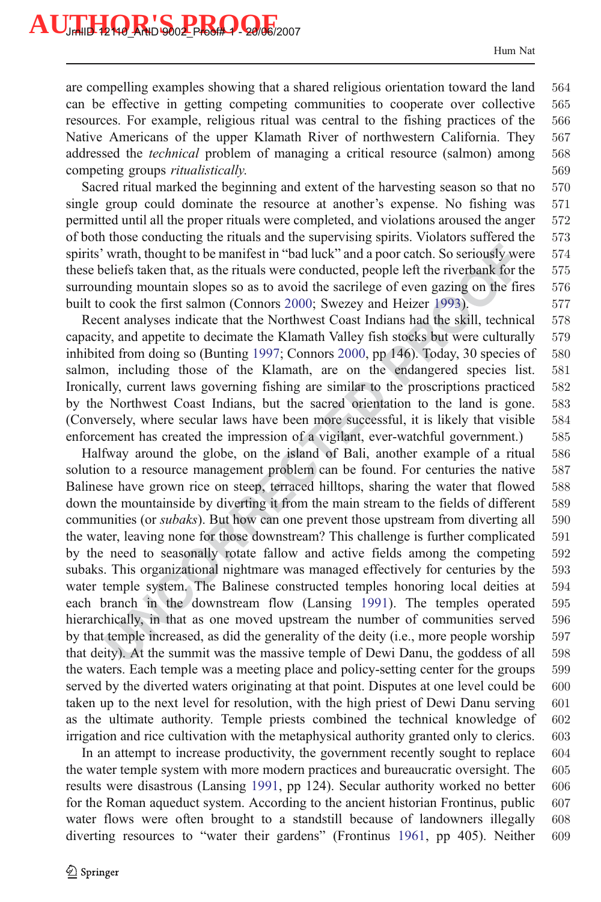are compelling examples showing that a shared religious orientation toward the land can be effective in getting competing communities to cooperate over collective resources. For example, religious ritual was central to the fishing practices of the Native Americans of the upper Klamath River of northwestern California. They addressed the *technical* problem of managing a critical resource (salmon) among competing groups *ritualistically.*

Sacred ritual marked the beginning and extent of the harvesting season so that no single group could dominate the resource at another's expense. No fishing was permitted until all the proper rituals were completed, and violations aroused the anger of both those conducting the rituals and the supervising spirits. Violators suffered the spirits' wrath, thought to be manifest in "bad luck" and a poor catch. So seriously were these beliefs taken that, as the rituals were conducted, people left the riverbank for the surrounding mountain slopes so as to avoid the sacrilege of even gazing on the fires built to cook the first salmon (Connors 2000; Swezey and Heizer 1993).

Recent analyses indicate that the Northwest Coast Indians had the skill, technical capacity, and appetite to decimate the Klamath Valley fish stocks but were culturally inhibited from doing so (Bunting 1997; Connors 2000, pp 146). Today, 30 species of salmon, including those of the Klamath, are on the endangered species list. Ironically, current laws governing fishing are similar to the proscriptions practiced by the Northwest Coast Indians, but the sacred orientation to the land is gone. (Conversely, where secular laws have been more successful, it is likely that visible enforcement has created the impression of a vigilant, ever-watchful government.)

Halfway around the globe, on the island of Bali, another example of a ritual solution to a resource management problem can be found. For centuries the native Balinese have grown rice on steep, terraced hilltops, sharing the water that flowed down the mountainside by diverting it from the main stream to the fields of different communities (or *subaks*). But how can one prevent those upstream from diverting all the water, leaving none for those downstream? This challenge is further complicated by the need to seasonally rotate fallow and active fields among the competing subaks. This organizational nightmare was managed effectively for centuries by the water temple system. The Balinese constructed temples honoring local deities at each branch in the downstream flow (Lansing 1991). The temples operated hierarchically, in that as one moved upstream the number of communities served by that temple increased, as did the generality of the deity (i.e., more people worship that deity). At the summit was the massive temple of Dewi Danu, the goddess of all the waters. Each temple was a meeting place and policy-setting center for the groups served by the diverted waters originating at that point. Disputes at one level could be taken up to the next level for resolution, with the high priest of Dewi Danu serving as the ultimate authority. Temple priests combined the technical knowledge of irrigation and rice cultivation with the metaphysical authority granted only to clerics.

In an attempt to increase productivity, the government recently sought to replace the water temple system with more modern practices and bureaucratic oversight. The results were disastrous (Lansing 1991, pp 124). Secular authority worked no better for the Roman aqueduct system. According to the ancient historian Frontinus, public water flows were often brought to a standstill because of landowners illegally diverting resources to "water their gardens" (Frontinus 1961, pp 405). Neither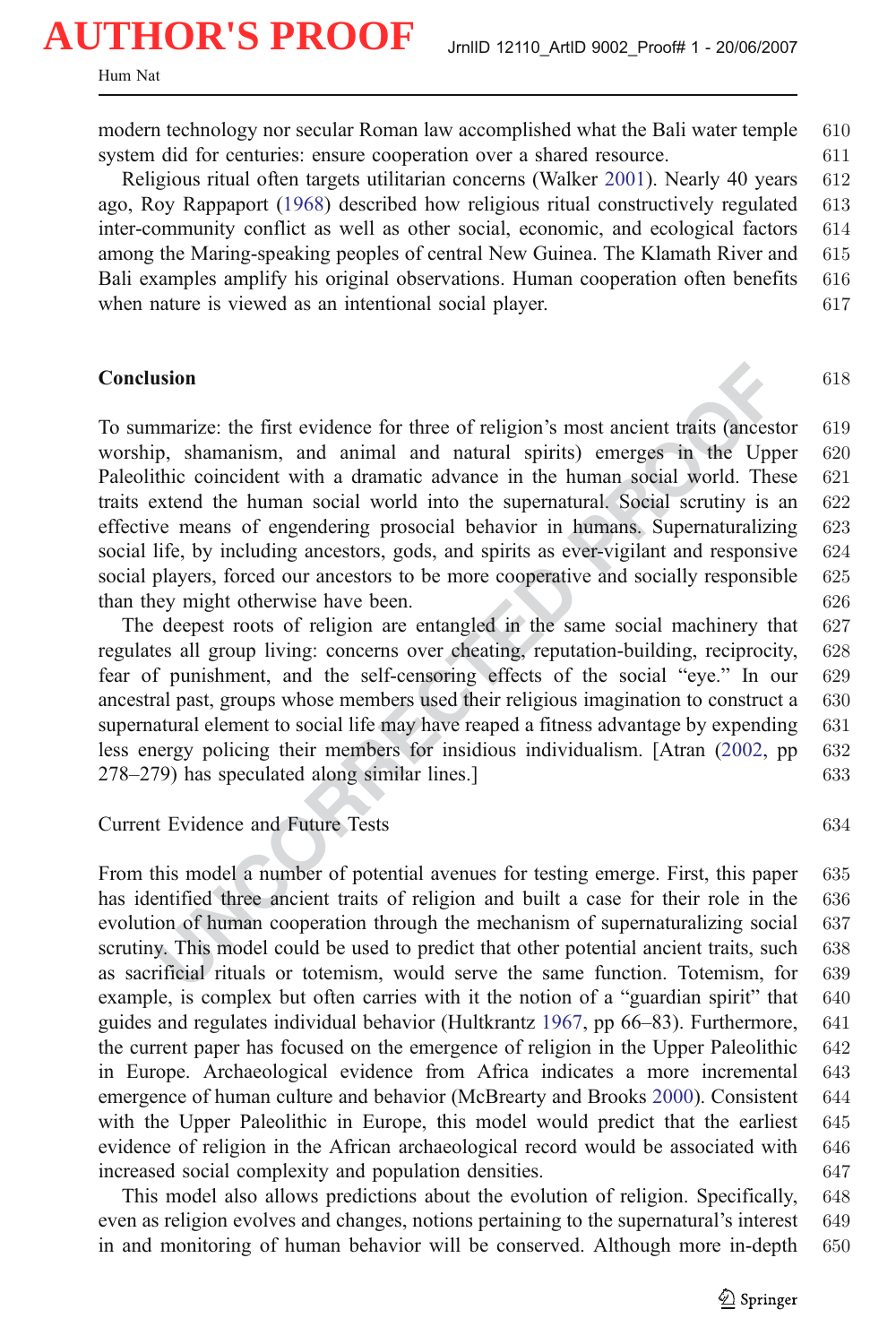modern technology nor secular Roman law accomplished what the Bali water temple system did for centuries: ensure cooperation over a shared resource.

Religious ritual often targets utilitarian concerns (Walker 2001). Nearly 40 years ago, Roy Rappaport (1968) described how religious ritual constructively regulated inter-community conflict as well as other social, economic, and ecological factors among the Maring-speaking peoples of central New Guinea. The Klamath River and Bali examples amplify his original observations. Human cooperation often benefits when nature is viewed as an intentional social player.

## Conclusion

To summarize: the first evidence for three of religion's most ancient traits (ancestor worship, shamanism, and animal and natural spirits) emerges in the Upper Paleolithic coincident with a dramatic advance in the human social world. These traits extend the human social world into the supernatural. Social scrutiny is an effective means of engendering prosocial behavior in humans. Supernaturalizing social life, by including ancestors, gods, and spirits as ever-vigilant and responsive social players, forced our ancestors to be more cooperative and socially responsible than they might otherwise have been.

The deepest roots of religion are entangled in the same social machinery that regulates all group living: concerns over cheating, reputation-building, reciprocity, fear of punishment, and the self-censoring effects of the social "eye." In our ancestral past, groups whose members used their religious imagination to construct a supernatural element to social life may have reaped a fitness advantage by expending less energy policing their members for insidious individualism. [Atran (2002, pp 278–279) has speculated along similar lines.]

### Current Evidence and Future Tests

From this model a number of potential avenues for testing emerge. First, this paper has identified three ancient traits of religion and built a case for their role in the evolution of human cooperation through the mechanism of supernaturalizing social scrutiny. This model could be used to predict that other potential ancient traits, such as sacrificial rituals or totemism, would serve the same function. Totemism, for example, is complex but often carries with it the notion of a "guardian spirit" that guides and regulates individual behavior (Hultkrantz 1967, pp 66–83). Furthermore, the current paper has focused on the emergence of religion in the Upper Paleolithic in Europe. Archaeological evidence from Africa indicates a more incremental emergence of human culture and behavior (McBrearty and Brooks 2000). Consistent with the Upper Paleolithic in Europe, this model would predict that the earliest evidence of religion in the African archaeological record would be associated with increased social complexity and population densities.

This model also allows predictions about the evolution of religion. Specifically, even as religion evolves and changes, notions pertaining to the supernatural's interest in and monitoring of human behavior will be conserved. Although more in-depth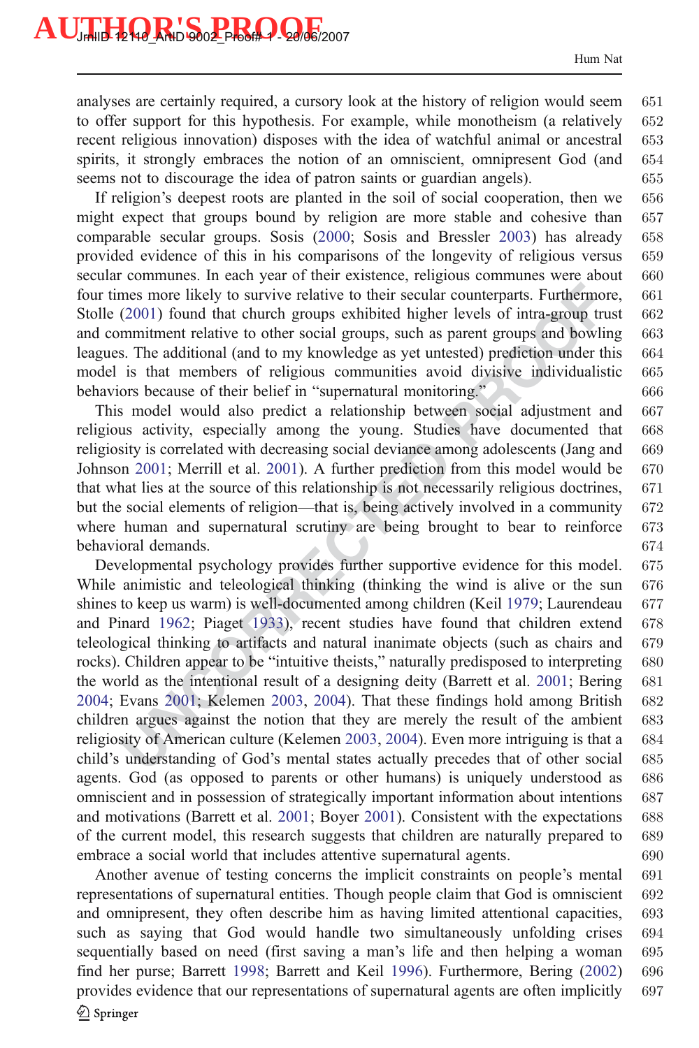analyses are certainly required, a cursory look at the history of religion would seem to offer support for this hypothesis. For example, while monotheism (a relatively recent religious innovation) disposes with the idea of watchful animal or ancestral spirits, it strongly embraces the notion of an omniscient, omnipresent God (and seems not to discourage the idea of patron saints or guardian angels).

If religion's deepest roots are planted in the soil of social cooperation, then we might expect that groups bound by religion are more stable and cohesive than comparable secular groups. Sosis (2000; Sosis and Bressler 2003) has already provided evidence of this in his comparisons of the longevity of religious versus secular communes. In each year of their existence, religious communes were about four times more likely to survive relative to their secular counterparts. Furthermore, Stolle (2001) found that church groups exhibited higher levels of intra-group trust and commitment relative to other social groups, such as parent groups and bowling leagues. The additional (and to my knowledge as yet untested) prediction under this model is that members of religious communities avoid divisive individualistic behaviors because of their belief in "supernatural monitoring."

This model would also predict a relationship between social adjustment and religious activity, especially among the young. Studies have documented that religiosity is correlated with decreasing social deviance among adolescents (Jang and Johnson 2001; Merrill et al. 2001). A further prediction from this model would be that what lies at the source of this relationship is not necessarily religious doctrines, but the social elements of religion—that is, being actively involved in a community where human and supernatural scrutiny are being brought to bear to reinforce behavioral demands.

Developmental psychology provides further supportive evidence for this model. While animistic and teleological thinking (thinking the wind is alive or the sun shines to keep us warm) is well-documented among children (Keil 1979; Laurendeau and Pinard 1962; Piaget 1933), recent studies have found that children extend teleological thinking to artifacts and natural inanimate objects (such as chairs and rocks). Children appear to be "intuitive theists," naturally predisposed to interpreting the world as the intentional result of a designing deity (Barrett et al. 2001; Bering 2004; Evans 2001; Kelemen 2003, 2004). That these findings hold among British children argues against the notion that they are merely the result of the ambient religiosity of American culture (Kelemen 2003, 2004). Even more intriguing is that a child's understanding of God's mental states actually precedes that of other social agents. God (as opposed to parents or other humans) is uniquely understood as omniscient and in possession of strategically important information about intentions and motivations (Barrett et al. 2001; Boyer 2001). Consistent with the expectations of the current model, this research suggests that children are naturally prepared to embrace a social world that includes attentive supernatural agents.

Another avenue of testing concerns the implicit constraints on people's mental representations of supernatural entities. Though people claim that God is omniscient and omnipresent, they often describe him as having limited attentional capacities, such as saying that God would handle two simultaneously unfolding crises sequentially based on need (first saving a man's life and then helping a woman find her purse; Barrett 1998; Barrett and Keil 1996). Furthermore, Bering (2002) provides evidence that our representations of supernatural agents are often implicitly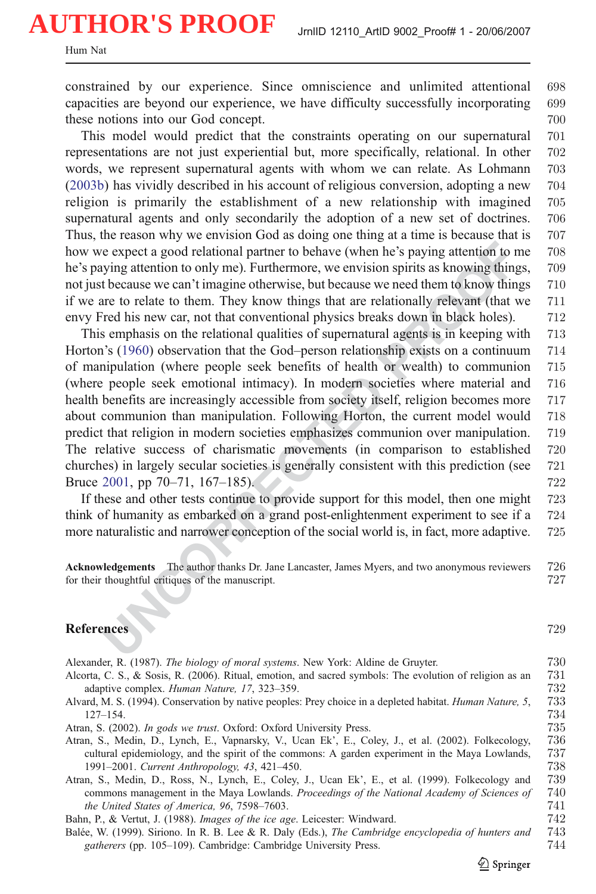constrained by our experience. Since omniscience and unlimited attentional capacities are beyond our experience, we have difficulty successfully incorporating these notions into our God concept.

This model would predict that the constraints operating on our supernatural representations are not just experiential but, more specifically, relational. In other words, we represent supernatural agents with whom we can relate. As Lohmann (2003b) has vividly described in his account of religious conversion, adopting a new religion is primarily the establishment of a new relationship with imagined supernatural agents and only secondarily the adoption of a new set of doctrines. Thus, the reason why we envision God as doing one thing at a time is because that is how we expect a good relational partner to behave (when he's paying attention to me he's paying attention to only me). Furthermore, we envision spirits as knowing things, not just because we can't imagine otherwise, but because we need them to know things if we are to relate to them. They know things that are relationally relevant (that we envy Fred his new car, not that conventional physics breaks down in black holes).

This emphasis on the relational qualities of supernatural agents is in keeping with Horton's (1960) observation that the God–person relationship exists on a continuum of manipulation (where people seek benefits of health or wealth) to communion (where people seek emotional intimacy). In modern societies where material and health benefits are increasingly accessible from society itself, religion becomes more about communion than manipulation. Following Horton, the current model would predict that religion in modern societies emphasizes communion over manipulation. The relative success of charismatic movements (in comparison to established churches) in largely secular societies is generally consistent with this prediction (see Bruce 2001, pp 70–71, 167–185).

If these and other tests continue to provide support for this model, then one might think of humanity as embarked on a grand post-enlightenment experiment to see if a more naturalistic and narrower conception of the social world is, in fact, more adaptive.

**Acknowledgements** The author thanks Dr. Jane Lancaster, James Myers, and two anonymous reviewers for their thoughtful critiques of the manuscript.

## References

Alexander, R. (1987). *The biology of moral systems*. New York: Aldine de Gruyter.

Alcorta, C. S., & Sosis, R. (2006). Ritual, emotion, and sacred symbols: The evolution of religion as an adaptive complex. *Human Nature, 17*, 323–359.

Alvard, M. S. (1994). Conservation by native peoples: Prey choice in a depleted habitat. *Human Nature, 5*, 127–154.

Atran, S. (2002). *In gods we trust*. Oxford: Oxford University Press.

Atran, S., Medin, D., Lynch, E., Vapnarsky, V., Ucan Ek', E., Coley, J., et al. (2002). Folkecology, cultural epidemiology, and the spirit of the commons: A garden experiment in the Maya Lowlands, 1991–2001. *Current Anthropology, 43*, 421–450.

Atran, S., Medin, D., Ross, N., Lynch, E., Coley, J., Ucan Ek', E., et al. (1999). Folkecology and commons management in the Maya Lowlands. *Proceedings of the National Academy of Sciences of the United States of America, 96*, 7598–7603.

Bahn, P., & Vertut, J. (1988). *Images of the ice age*. Leicester: Windward.

Balée, W. (1999). Siriono. In R. B. Lee & R. Daly (Eds.), *The Cambridge encyclopedia of hunters and gatherers* (pp. 105–109). Cambridge: Cambridge University Press.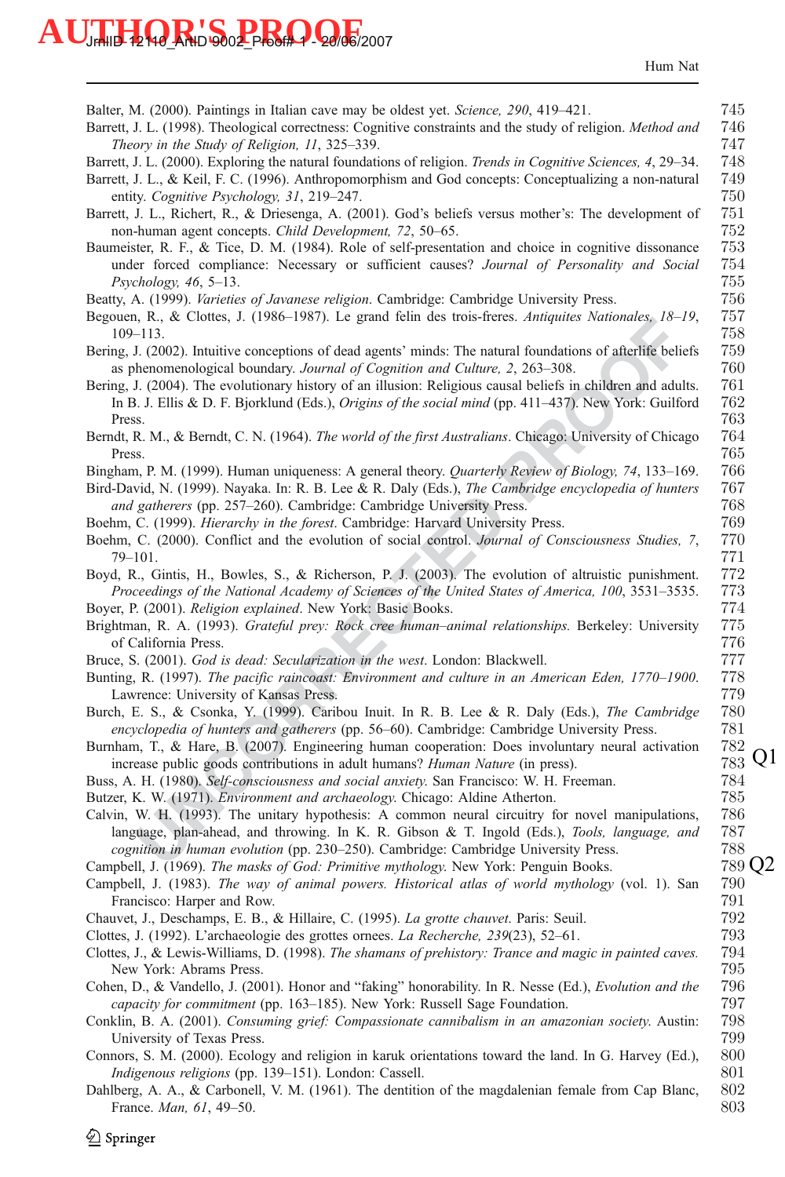Balter, M. (2000). Paintings in Italian cave may be oldest yet. *Science, 290*, 419–421.

Barrett, J. L. (1998). Theological correctness: Cognitive constraints and the study of religion. *Method and Theory in the Study of Religion, 11*, 325–339.

Barrett, J. L. (2000). Exploring the natural foundations of religion. *Trends in Cognitive Sciences, 4*, 29–34.

Barrett, J. L., & Keil, F. C. (1996). Anthropomorphism and God concepts: Conceptualizing a non-natural entity. *Cognitive Psychology, 31*, 219–247.

Barrett, J. L., Richert, R., & Driesenga, A. (2001). God's beliefs versus mother's: The development of non-human agent concepts. *Child Development, 72*, 50–65.

Baumeister, R. F., & Tice, D. M. (1984). Role of self-presentation and choice in cognitive dissonance under forced compliance: Necessary or sufficient causes? *Journal of Personality and Social Psychology, 46*, 5–13.

Beatty, A. (1999). *Varieties of Javanese religion*. Cambridge: Cambridge University Press.

Begouen, R., & Clottes, J. (1986–1987). Le grand felin des trois-freres. *Antiquites Nationales, 18–19*, 109–113.

Bering, J. (2002). Intuitive conceptions of dead agents' minds: The natural foundations of afterlife beliefs as phenomenological boundary. *Journal of Cognition and Culture, 2*, 263–308.

Bering, J. (2004). The evolutionary history of an illusion: Religious causal beliefs in children and adults. In B. J. Ellis & D. F. Bjorklund (Eds.), *Origins of the social mind* (pp. 411–437). New York: Guilford Press.

Berndt, R. M., & Berndt, C. N. (1964). *The world of the first Australians*. Chicago: University of Chicago Press.

Bingham, P. M. (1999). Human uniqueness: A general theory. *Quarterly Review of Biology, 74*, 133–169.

Bird-David, N. (1999). Nayaka. In: R. B. Lee & R. Daly (Eds.), *The Cambridge encyclopedia of hunters and gatherers* (pp. 257–260). Cambridge: Cambridge University Press.

Boehm, C. (1999). *Hierarchy in the forest*. Cambridge: Harvard University Press.

Boehm, C. (2000). Conflict and the evolution of social control. *Journal of Consciousness Studies, 7*, 79–101.

Boyd, R., Gintis, H., Bowles, S., & Richerson, P. J. (2003). The evolution of altruistic punishment. *Proceedings of the National Academy of Sciences of the United States of America, 100*, 3531–3535.

Boyer, P. (2001). *Religion explained*. New York: Basic Books.

Brightman, R. A. (1993). *Grateful prey: Rock cree human–animal relationships.* Berkeley: University of California Press.

Bruce, S. (2001). *God is dead: Secularization in the west*. London: Blackwell.

Bunting, R. (1997). *The pacific raincoast: Environment and culture in an American Eden, 1770–1900.* Lawrence: University of Kansas Press.

Burch, E. S., & Csonka, Y. (1999). Caribou Inuit. In R. B. Lee & R. Daly (Eds.), *The Cambridge encyclopedia of hunters and gatherers* (pp. 56–60). Cambridge: Cambridge University Press.

Burnham, T., & Hare, B. (2007). Engineering human cooperation: Does involuntary neural activation increase public goods contributions in adult humans? *Human Nature* (in press). Q1

Buss, A. H. (1980). *Self-consciousness and social anxiety.* San Francisco: W. H. Freeman.

Butzer, K. W. (1971). *Environment and archaeology.* Chicago: Aldine Atherton.

Calvin, W. H. (1993). The unitary hypothesis: A common neural circuitry for novel manipulations, language, plan-ahead, and throwing. In K. R. Gibson & T. Ingold (Eds.), *Tools, language, and cognition in human evolution* (pp. 230–250). Cambridge: Cambridge University Press.

Campbell, J. (1969). *The masks of God: Primitive mythology.* New York: Penguin Books. Q2

Campbell, J. (1983). *The way of animal powers. Historical atlas of world mythology* (vol. 1). San Francisco: Harper and Row.

Chauvet, J., Deschamps, E. B., & Hillaire, C. (1995). *La grotte chauvet.* Paris: Seuil.

Clottes, J. (1992). L'archaeologie des grottes ornees. *La Recherche, 239*(23), 52–61.

Clottes, J., & Lewis-Williams, D. (1998). *The shamans of prehistory: Trance and magic in painted caves.* New York: Abrams Press.

Cohen, D., & Vandello, J. (2001). Honor and "faking" honorability. In R. Nesse (Ed.), *Evolution and the capacity for commitment* (pp. 163–185). New York: Russell Sage Foundation.

Conklin, B. A. (2001). *Consuming grief: Compassionate cannibalism in an amazonian society.* Austin: University of Texas Press.

Connors, S. M. (2000). Ecology and religion in karuk orientations toward the land. In G. Harvey (Ed.), *Indigenous religions* (pp. 139–151). London: Cassell.

Dahlberg, A. A., & Carbonell, V. M. (1961). The dentition of the magdalenian female from Cap Blanc, France. *Man, 61*, 49–50.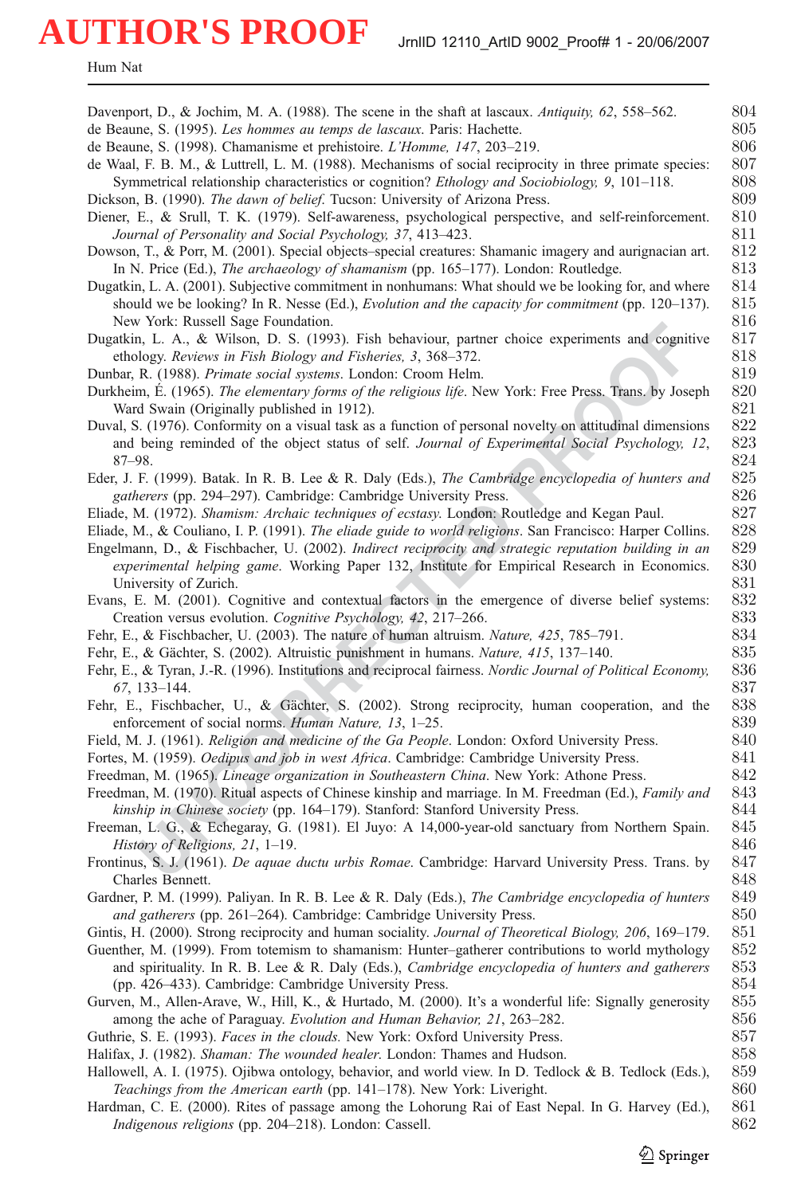Davenport, D., & Jochim, M. A. (1988). The scene in the shaft at lascaux. *Antiquity, 62*, 558–562.

de Beaune, S. (1995). *Les hommes au temps de lascaux*. Paris: Hachette.

de Beaune, S. (1998). Chamanisme et prehistoire. *L'Homme, 147*, 203–219.

de Waal, F. B. M., & Luttrell, L. M. (1988). Mechanisms of social reciprocity in three primate species: Symmetrical relationship characteristics or cognition? *Ethology and Sociobiology, 9*, 101–118.

Dickson, B. (1990). *The dawn of belief.* Tucson: University of Arizona Press.

Diener, E., & Srull, T. K. (1979). Self-awareness, psychological perspective, and self-reinforcement. *Journal of Personality and Social Psychology, 37*, 413–423.

Dowson, T., & Porr, M. (2001). Special objects–special creatures: Shamanic imagery and aurignacian art. In N. Price (Ed.), *The archaeology of shamanism* (pp. 165–177). London: Routledge.

Dugatkin, L. A. (2001). Subjective commitment in nonhumans: What should we be looking for, and where should we be looking? In R. Nesse (Ed.), *Evolution and the capacity for commitment* (pp. 120–137). New York: Russell Sage Foundation.

Dugatkin, L. A., & Wilson, D. S. (1993). Fish behaviour, partner choice experiments and cognitive ethology. *Reviews in Fish Biology and Fisheries, 3*, 368–372.

Dunbar, R. (1988). *Primate social systems*. London: Croom Helm.

Durkheim, É. (1965). *The elementary forms of the religious life*. New York: Free Press. Trans. by Joseph Ward Swain (Originally published in 1912).

Duval, S. (1976). Conformity on a visual task as a function of personal novelty on attitudinal dimensions and being reminded of the object status of self. *Journal of Experimental Social Psychology, 12*, 87–98.

Eder, J. F. (1999). Batak. In R. B. Lee & R. Daly (Eds.), *The Cambridge encyclopedia of hunters and gatherers* (pp. 294–297). Cambridge: Cambridge University Press.

Eliade, M. (1972). *Shamism: Archaic techniques of ecstasy.* London: Routledge and Kegan Paul.

Eliade, M., & Couliano, I. P. (1991). *The eliade guide to world religions*. San Francisco: Harper Collins.

Engelmann, D., & Fischbacher, U. (2002). *Indirect reciprocity and strategic reputation building in an experimental helping game*. Working Paper 132, Institute for Empirical Research in Economics. University of Zurich.

Evans, E. M. (2001). Cognitive and contextual factors in the emergence of diverse belief systems: Creation versus evolution. *Cognitive Psychology, 42*, 217–266.

Fehr, E., & Fischbacher, U. (2003). The nature of human altruism. *Nature, 425*, 785–791.

Fehr, E., & Gächter, S. (2002). Altruistic punishment in humans. *Nature, 415*, 137–140.

Fehr, E., & Tyran, J.-R. (1996). Institutions and reciprocal fairness. *Nordic Journal of Political Economy, 67*, 133–144.

Fehr, E., Fischbacher, U., & Gächter, S. (2002). Strong reciprocity, human cooperation, and the enforcement of social norms. *Human Nature, 13*, 1–25.

Field, M. J. (1961). *Religion and medicine of the Ga People*. London: Oxford University Press.

Fortes, M. (1959). *Oedipus and job in west Africa*. Cambridge: Cambridge University Press.

Freedman, M. (1965). *Lineage organization in Southeastern China*. New York: Athone Press.

Freedman, M. (1970). Ritual aspects of Chinese kinship and marriage. In M. Freedman (Ed.), *Family and kinship in Chinese society* (pp. 164–179). Stanford: Stanford University Press.

Freeman, L. G., & Echegaray, G. (1981). El Juyo: A 14,000-year-old sanctuary from Northern Spain. *History of Religions, 21*, 1–19.

Frontinus, S. J. (1961). *De aquae ductu urbis Romae*. Cambridge: Harvard University Press. Trans. by Charles Bennett.

Gardner, P. M. (1999). Paliyan. In R. B. Lee & R. Daly (Eds.), *The Cambridge encyclopedia of hunters and gatherers* (pp. 261–264). Cambridge: Cambridge University Press.

Gintis, H. (2000). Strong reciprocity and human sociality. *Journal of Theoretical Biology, 206*, 169–179.

Guenther, M. (1999). From totemism to shamanism: Hunter–gatherer contributions to world mythology and spirituality. In R. B. Lee & R. Daly (Eds.), *Cambridge encyclopedia of hunters and gatherers* (pp. 426–433). Cambridge: Cambridge University Press.

Gurven, M., Allen-Arave, W., Hill, K., & Hurtado, M. (2000). It's a wonderful life: Signally generosity among the ache of Paraguay. *Evolution and Human Behavior, 21*, 263–282.

Guthrie, S. E. (1993). *Faces in the clouds.* New York: Oxford University Press.

Halifax, J. (1982). *Shaman: The wounded healer.* London: Thames and Hudson.

Hallowell, A. I. (1975). Ojibwa ontology, behavior, and world view. In D. Tedlock & B. Tedlock (Eds.), *Teachings from the American earth* (pp. 141–178). New York: Liveright.

Hardman, C. E. (2000). Rites of passage among the Lohorung Rai of East Nepal. In G. Harvey (Ed.), *Indigenous religions* (pp. 204–218). London: Cassell.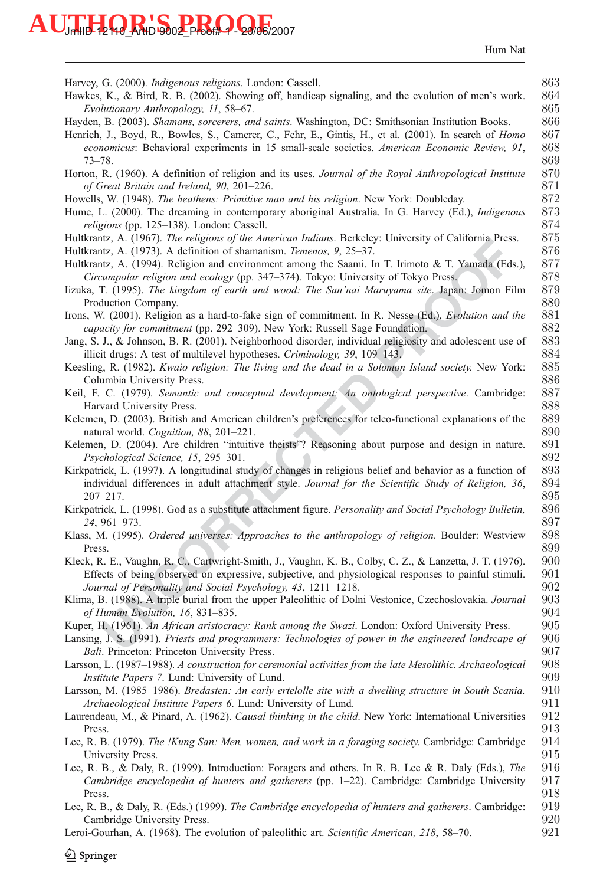Harvey, G. (2000). *Indigenous religions*. London: Cassell.

Hawkes, K., & Bird, R. B. (2002). Showing off, handicap signaling, and the evolution of men's work. *Evolutionary Anthropology, 11*, 58–67.

Hayden, B. (2003). *Shamans, sorcerers, and saints*. Washington, DC: Smithsonian Institution Books.

Henrich, J., Boyd, R., Bowles, S., Camerer, C., Fehr, E., Gintis, H., et al. (2001). In search of *Homo economicus*: Behavioral experiments in 15 small-scale societies. *American Economic Review, 91*, 73–78.

Horton, R. (1960). A definition of religion and its uses. *Journal of the Royal Anthropological Institute of Great Britain and Ireland, 90*, 201–226.

Howells, W. (1948). *The heathens: Primitive man and his religion*. New York: Doubleday.

Hume, L. (2000). The dreaming in contemporary aboriginal Australia. In G. Harvey (Ed.), *Indigenous religions* (pp. 125–138). London: Cassell.

Hultkrantz, A. (1967). *The religions of the American Indians*. Berkeley: University of California Press.

Hultkrantz, A. (1973). A definition of shamanism. *Temenos, 9*, 25–37.

Hultkrantz, A. (1994). Religion and environment among the Saami. In T. Irimoto & T. Yamada (Eds.), *Circumpolar religion and ecology* (pp. 347–374). Tokyo: University of Tokyo Press.

Iizuka, T. (1995). *The kingdom of earth and wood: The San'nai Maruyama site*. Japan: Jomon Film Production Company.

Irons, W. (2001). Religion as a hard-to-fake sign of commitment. In R. Nesse (Ed.), *Evolution and the capacity for commitment* (pp. 292–309). New York: Russell Sage Foundation.

Jang, S. J., & Johnson, B. R. (2001). Neighborhood disorder, individual religiosity and adolescent use of illicit drugs: A test of multilevel hypotheses. *Criminology, 39*, 109–143.

Keesling, R. (1982). *Kwaio religion: The living and the dead in a Solomon Island society.* New York: Columbia University Press.

Keil, F. C. (1979). *Semantic and conceptual development: An ontological perspective*. Cambridge: Harvard University Press.

Kelemen, D. (2003). British and American children's preferences for teleo-functional explanations of the natural world. *Cognition, 88*, 201–221.

Kelemen, D. (2004). Are children "intuitive theists"? Reasoning about purpose and design in nature. *Psychological Science, 15*, 295–301.

Kirkpatrick, L. (1997). A longitudinal study of changes in religious belief and behavior as a function of individual differences in adult attachment style. *Journal for the Scientific Study of Religion, 36*, 207–217.

Kirkpatrick, L. (1998). God as a substitute attachment figure. *Personality and Social Psychology Bulletin, 24*, 961–973.

Klass, M. (1995). *Ordered universes: Approaches to the anthropology of religion*. Boulder: Westview Press.

Kleck, R. E., Vaughn, R. C., Cartwright-Smith, J., Vaughn, K. B., Colby, C. Z., & Lanzetta, J. T. (1976). Effects of being observed on expressive, subjective, and physiological responses to painful stimuli. *Journal of Personality and Social Psychology, 43*, 1211–1218.

Klima, B. (1988). A triple burial from the upper Paleolithic of Dolni Vestonice, Czechoslovakia. *Journal of Human Evolution, 16*, 831–835.

Kuper, H. (1961). *An African aristocracy: Rank among the Swazi*. London: Oxford University Press.

Lansing, J. S. (1991). *Priests and programmers: Technologies of power in the engineered landscape of Bali*. Princeton: Princeton University Press.

Larsson, L. (1987–1988). *A construction for ceremonial activities from the late Mesolithic. Archaeological Institute Papers 7*. Lund: University of Lund.

Larsson, M. (1985–1986). *Bredasten: An early ertelolle site with a dwelling structure in South Scania. Archaeological Institute Papers 6*. Lund: University of Lund.

Laurendeau, M., & Pinard, A. (1962). *Causal thinking in the child*. New York: International Universities Press.

Lee, R. B. (1979). *The !Kung San: Men, women, and work in a foraging society.* Cambridge: Cambridge University Press.

Lee, R. B., & Daly, R. (1999). Introduction: Foragers and others. In R. B. Lee & R. Daly (Eds.), *The Cambridge encyclopedia of hunters and gatherers* (pp. 1–22). Cambridge: Cambridge University Press.

Lee, R. B., & Daly, R. (Eds.) (1999). *The Cambridge encyclopedia of hunters and gatherers*. Cambridge: Cambridge University Press.

Leroi-Gourhan, A. (1968). The evolution of paleolithic art. *Scientific American, 218*, 58–70.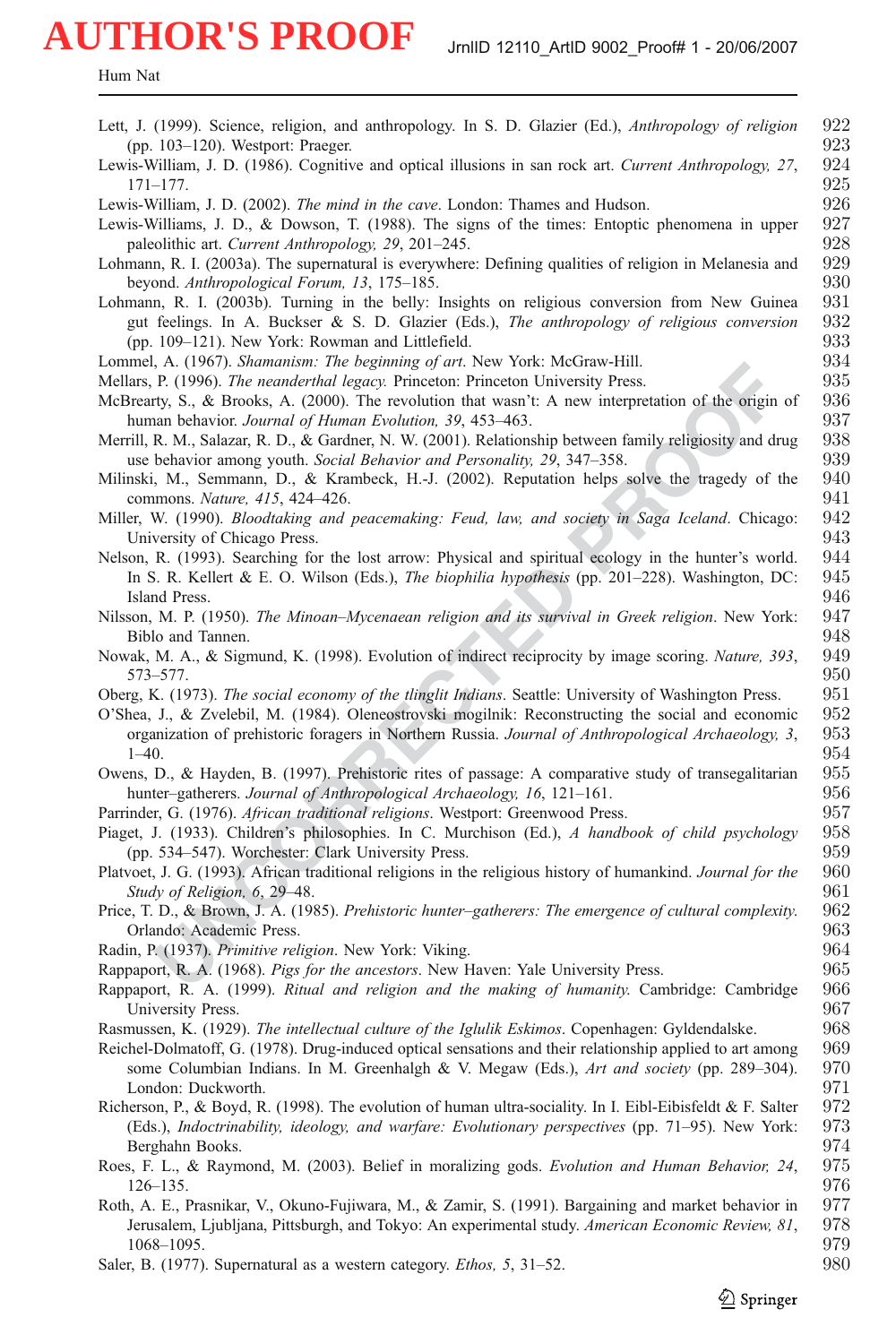Lett, J. (1999). Science, religion, and anthropology. In S. D. Glazier (Ed.), *Anthropology of religion* (pp. 103–120). Westport: Praeger.

Lewis-William, J. D. (1986). Cognitive and optical illusions in san rock art. *Current Anthropology, 27*, 171–177.

Lewis-William, J. D. (2002). *The mind in the cave*. London: Thames and Hudson.

Lewis-Williams, J. D., & Dowson, T. (1988). The signs of the times: Entoptic phenomena in upper paleolithic art. *Current Anthropology, 29*, 201–245.

Lohmann, R. I. (2003a). The supernatural is everywhere: Defining qualities of religion in Melanesia and beyond. *Anthropological Forum, 13*, 175–185.

Lohmann, R. I. (2003b). Turning in the belly: Insights on religious conversion from New Guinea gut feelings. In A. Buckser & S. D. Glazier (Eds.), *The anthropology of religious conversion* (pp. 109–121). New York: Rowman and Littlefield.

Lommel, A. (1967). *Shamanism: The beginning of art*. New York: McGraw-Hill.

Mellars, P. (1996). *The neanderthal legacy.* Princeton: Princeton University Press.

McBrearty, S., & Brooks, A. (2000). The revolution that wasn't: A new interpretation of the origin of human behavior. *Journal of Human Evolution, 39*, 453–463.

Merrill, R. M., Salazar, R. D., & Gardner, N. W. (2001). Relationship between family religiosity and drug use behavior among youth. *Social Behavior and Personality, 29*, 347–358.

Milinski, M., Semmann, D., & Krambeck, H.-J. (2002). Reputation helps solve the tragedy of the commons. *Nature, 415*, 424–426.

Miller, W. (1990). *Bloodtaking and peacemaking: Feud, law, and society in Saga Iceland*. Chicago: University of Chicago Press.

Nelson, R. (1993). Searching for the lost arrow: Physical and spiritual ecology in the hunter's world. In S. R. Kellert & E. O. Wilson (Eds.), *The biophilia hypothesis* (pp. 201–228). Washington, DC: Island Press.

Nilsson, M. P. (1950). *The Minoan–Mycenaean religion and its survival in Greek religion*. New York: Biblo and Tannen.

Nowak, M. A., & Sigmund, K. (1998). Evolution of indirect reciprocity by image scoring. *Nature, 393*, 573–577.

Oberg, K. (1973). *The social economy of the tlinglit Indians*. Seattle: University of Washington Press.

O'Shea, J., & Zvelebil, M. (1984). Oleneostrovski mogilnik: Reconstructing the social and economic organization of prehistoric foragers in Northern Russia. *Journal of Anthropological Archaeology, 3*, 1–40.

Owens, D., & Hayden, B. (1997). Prehistoric rites of passage: A comparative study of transegalitarian hunter–gatherers. *Journal of Anthropological Archaeology, 16*, 121–161.

Parrinder, G. (1976). *African traditional religions*. Westport: Greenwood Press.

Piaget, J. (1933). Children's philosophies. In C. Murchison (Ed.), *A handbook of child psychology* (pp. 534–547). Worchester: Clark University Press.

Platvoet, J. G. (1993). African traditional religions in the religious history of humankind. *Journal for the Study of Religion, 6*, 29–48.

Price, T. D., & Brown, J. A. (1985). *Prehistoric hunter–gatherers: The emergence of cultural complexity.* Orlando: Academic Press.

Radin, P. (1937). *Primitive religion*. New York: Viking.

Rappaport, R. A. (1968). *Pigs for the ancestors*. New Haven: Yale University Press.

Rappaport, R. A. (1999). *Ritual and religion and the making of humanity.* Cambridge: Cambridge University Press.

Rasmussen, K. (1929). *The intellectual culture of the Iglulik Eskimos*. Copenhagen: Gyldendalske.

Reichel-Dolmatoff, G. (1978). Drug-induced optical sensations and their relationship applied to art among some Columbian Indians. In M. Greenhalgh & V. Megaw (Eds.), *Art and society* (pp. 289–304). London: Duckworth.

Richerson, P., & Boyd, R. (1998). The evolution of human ultra-sociality. In I. Eibl-Eibisfeldt & F. Salter (Eds.), *Indoctrinability, ideology, and warfare: Evolutionary perspectives* (pp. 71–95). New York: Berghahn Books.

Roes, F. L., & Raymond, M. (2003). Belief in moralizing gods. *Evolution and Human Behavior, 24*, 126–135.

Roth, A. E., Prasnikar, V., Okuno-Fujiwara, M., & Zamir, S. (1991). Bargaining and market behavior in Jerusalem, Ljubljana, Pittsburgh, and Tokyo: An experimental study. *American Economic Review, 81*, 1068–1095.

Saler, B. (1977). Supernatural as a western category. *Ethos, 5*, 31–52.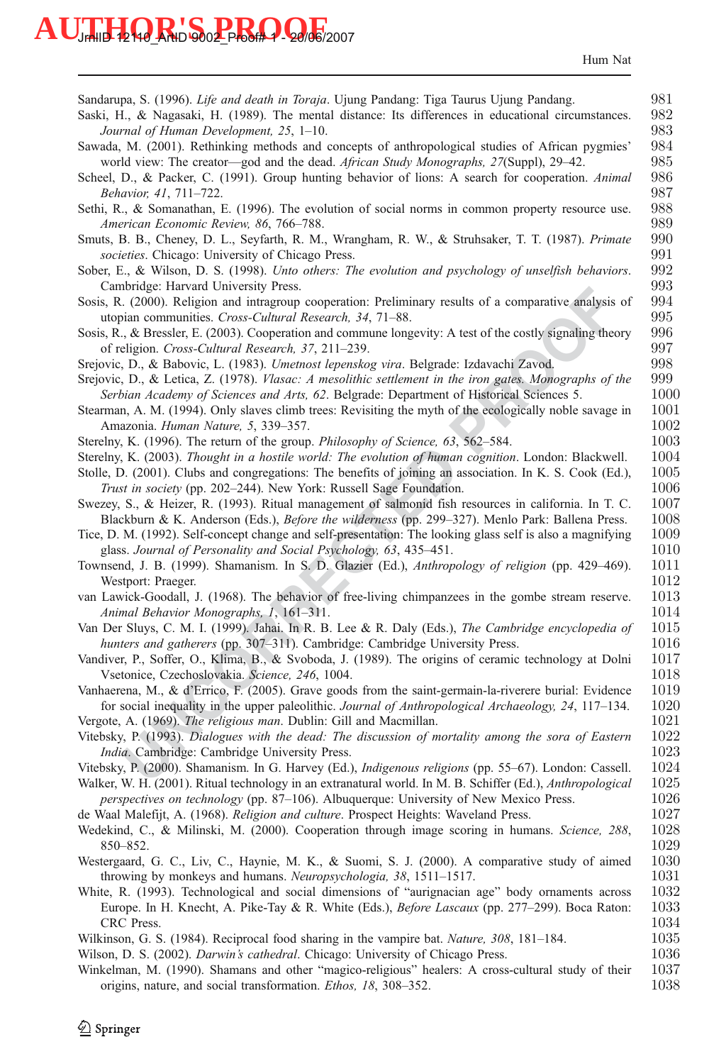Sandarupa, S. (1996). *Life and death in Toraja*. Ujung Pandang: Tiga Taurus Ujung Pandang.

Saski, H., & Nagasaki, H. (1989). The mental distance: Its differences in educational circumstances. *Journal of Human Development, 25*, 1–10.

Sawada, M. (2001). Rethinking methods and concepts of anthropological studies of African pygmies' world view: The creator—god and the dead. *African Study Monographs, 27*(Suppl), 29–42.

Scheel, D., & Packer, C. (1991). Group hunting behavior of lions: A search for cooperation. *Animal Behavior, 41*, 711–722.

Sethi, R., & Somanathan, E. (1996). The evolution of social norms in common property resource use. *American Economic Review, 86*, 766–788.

Smuts, B. B., Cheney, D. L., Seyfarth, R. M., Wrangham, R. W., & Struhsaker, T. T. (1987). *Primate societies*. Chicago: University of Chicago Press.

Sober, E., & Wilson, D. S. (1998). *Unto others: The evolution and psychology of unselfish behaviors*. Cambridge: Harvard University Press.

Sosis, R. (2000). Religion and intragroup cooperation: Preliminary results of a comparative analysis of utopian communities. *Cross-Cultural Research, 34*, 71–88.

Sosis, R., & Bressler, E. (2003). Cooperation and commune longevity: A test of the costly signaling theory of religion. *Cross-Cultural Research, 37*, 211–239.

Srejovic, D., & Babovic, L. (1983). *Umetnost lepenskog vira*. Belgrade: Izdavachi Zavod.

Srejovic, D., & Letica, Z. (1978). *Vlasac: A mesolithic settlement in the iron gates. Monographs of the Serbian Academy of Sciences and Arts, 62*. Belgrade: Department of Historical Sciences 5.

Stearman, A. M. (1994). Only slaves climb trees: Revisiting the myth of the ecologically noble savage in Amazonia. *Human Nature, 5*, 339–357.

Sterelny, K. (1996). The return of the group. *Philosophy of Science, 63*, 562–584.

Sterelny, K. (2003). *Thought in a hostile world: The evolution of human cognition*. London: Blackwell.

Stolle, D. (2001). Clubs and congregations: The benefits of joining an association. In K. S. Cook (Ed.), *Trust in society* (pp. 202–244). New York: Russell Sage Foundation.

Swezey, S., & Heizer, R. (1993). Ritual management of salmonid fish resources in california. In T. C. Blackburn & K. Anderson (Eds.), *Before the wilderness* (pp. 299–327). Menlo Park: Ballena Press.

Tice, D. M. (1992). Self-concept change and self-presentation: The looking glass self is also a magnifying glass. *Journal of Personality and Social Psychology, 63*, 435–451.

Townsend, J. B. (1999). Shamanism. In S. D. Glazier (Ed.), *Anthropology of religion* (pp. 429–469). Westport: Praeger.

van Lawick-Goodall, J. (1968). The behavior of free-living chimpanzees in the gombe stream reserve. *Animal Behavior Monographs, 1*, 161–311.

Van Der Sluys, C. M. I. (1999). Jahai. In R. B. Lee & R. Daly (Eds.), *The Cambridge encyclopedia of hunters and gatherers* (pp. 307–311). Cambridge: Cambridge University Press.

Vandiver, P., Soffer, O., Klima, B., & Svoboda, J. (1989). The origins of ceramic technology at Dolni Vsetonice, Czechoslovakia. *Science, 246*, 1004.

Vanhaerena, M., & d'Errico, F. (2005). Grave goods from the saint-germain-la-riverere burial: Evidence for social inequality in the upper paleolithic. *Journal of Anthropological Archaeology, 24*, 117–134.

Vergote, A. (1969). *The religious man*. Dublin: Gill and Macmillan.

Vitebsky, P. (1993). *Dialogues with the dead: The discussion of mortality among the sora of Eastern India*. Cambridge: Cambridge University Press.

Vitebsky, P. (2000). Shamanism. In G. Harvey (Ed.), *Indigenous religions* (pp. 55–67). London: Cassell.

Walker, W. H. (2001). Ritual technology in an extranatural world. In M. B. Schiffer (Ed.), *Anthropological perspectives on technology* (pp. 87–106). Albuquerque: University of New Mexico Press.

de Waal Malefijt, A. (1968). *Religion and culture*. Prospect Heights: Waveland Press.

Wedekind, C., & Milinski, M. (2000). Cooperation through image scoring in humans. *Science, 288*, 850–852.

Westergaard, G. C., Liv, C., Haynie, M. K., & Suomi, S. J. (2000). A comparative study of aimed throwing by monkeys and humans. *Neuropsychologia, 38*, 1511–1517.

White, R. (1993). Technological and social dimensions of "aurignacian age" body ornaments across Europe. In H. Knecht, A. Pike-Tay & R. White (Eds.), *Before Lascaux* (pp. 277–299). Boca Raton: CRC Press.

Wilkinson, G. S. (1984). Reciprocal food sharing in the vampire bat. *Nature, 308*, 181–184.

Wilson, D. S. (2002). *Darwin's cathedral*. Chicago: University of Chicago Press.

Winkelman, M. (1990). Shamans and other "magico-religious" healers: A cross-cultural study of their origins, nature, and social transformation. *Ethos, 18*, 308–352.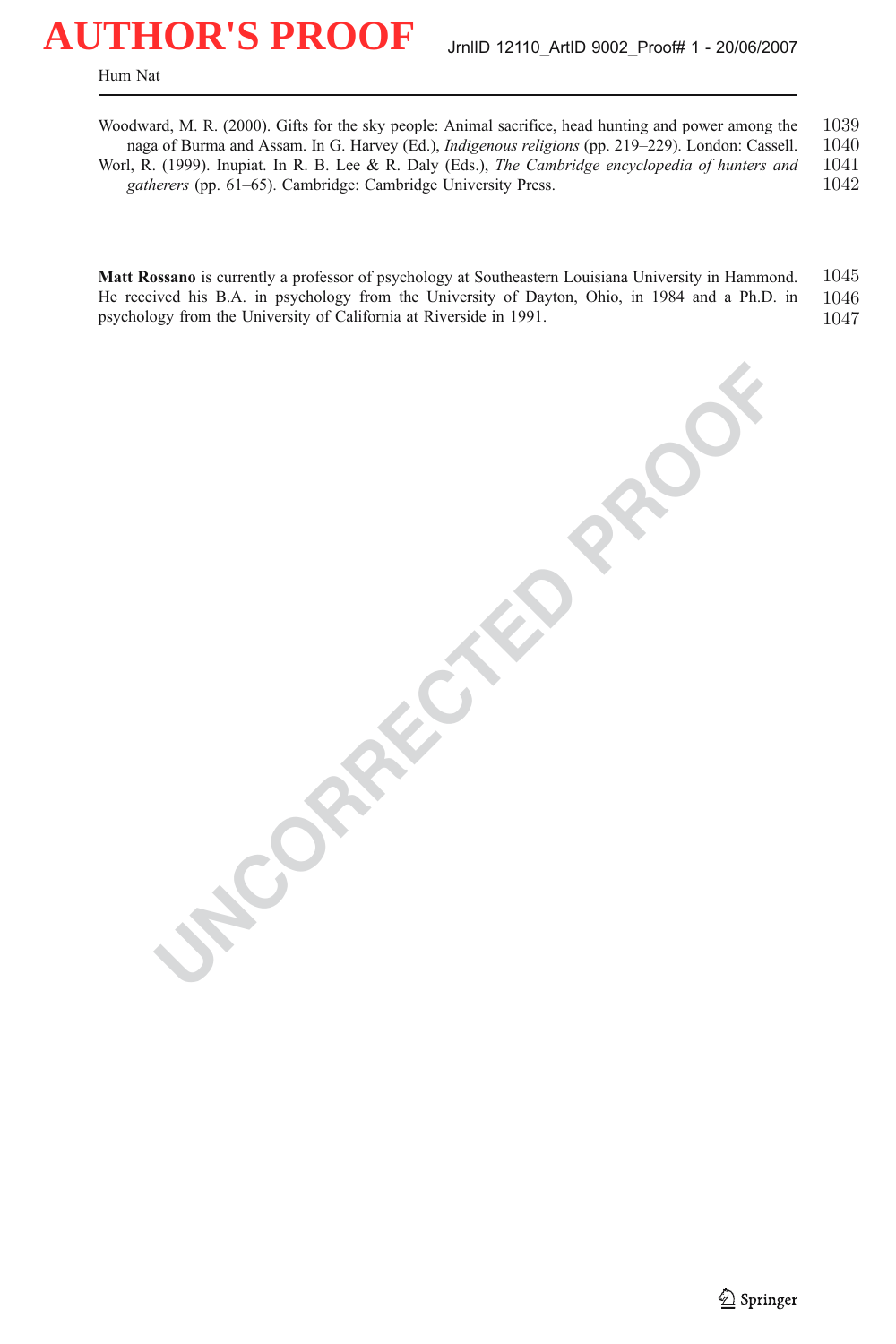Woodward, M. R. (2000). Gifts for the sky people: Animal sacrifice, head hunting and power among the naga of Burma and Assam. In G. Harvey (Ed.), *Indigenous religions* (pp. 219–229). London: Cassell.

Worl, R. (1999). Inupiat. In R. B. Lee & R. Daly (Eds.), *The Cambridge encyclopedia of hunters and gatherers* (pp. 61–65). Cambridge: Cambridge University Press.

**Matt Rossano** is currently a professor of psychology at Southeastern Louisiana University in Hammond. He received his B.A. in psychology from the University of Dayton, Ohio, in 1984 and a Ph.D. in psychology from the University of California at Riverside in 1991.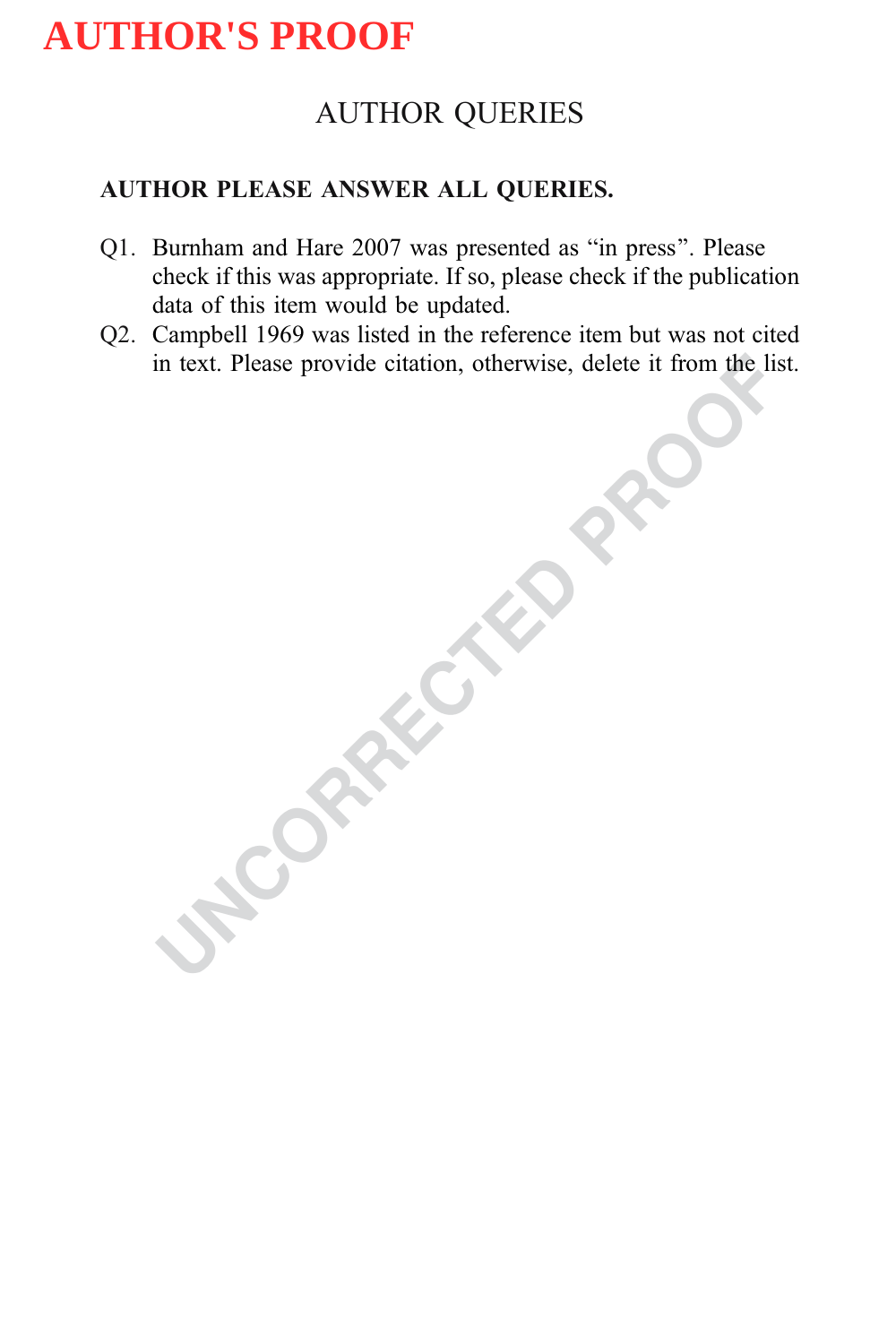# AUTHOR'S PROOF

## AUTHOR QUERIES

**AUTHOR PLEASE ANSWER ALL QUERIES.**

Q1. Burnham and Hare 2007 was presented as "in press". Please check if this was appropriate. If so, please check if the publication data of this item would be updated.

Q2. Campbell 1969 was listed in the reference item but was not cited in text. Please provide citation, otherwise, delete it from the list.